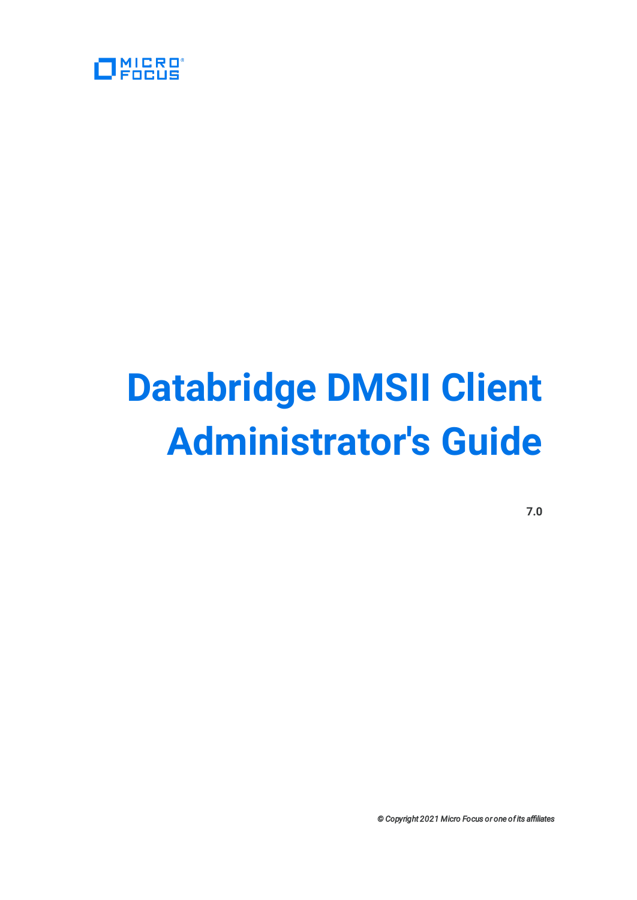MICRO FOCUS

# Databridge DMSII Client Administrator's Guide

**7.0**

*© Copyright 2021 Micro Focus or one of its affiliates*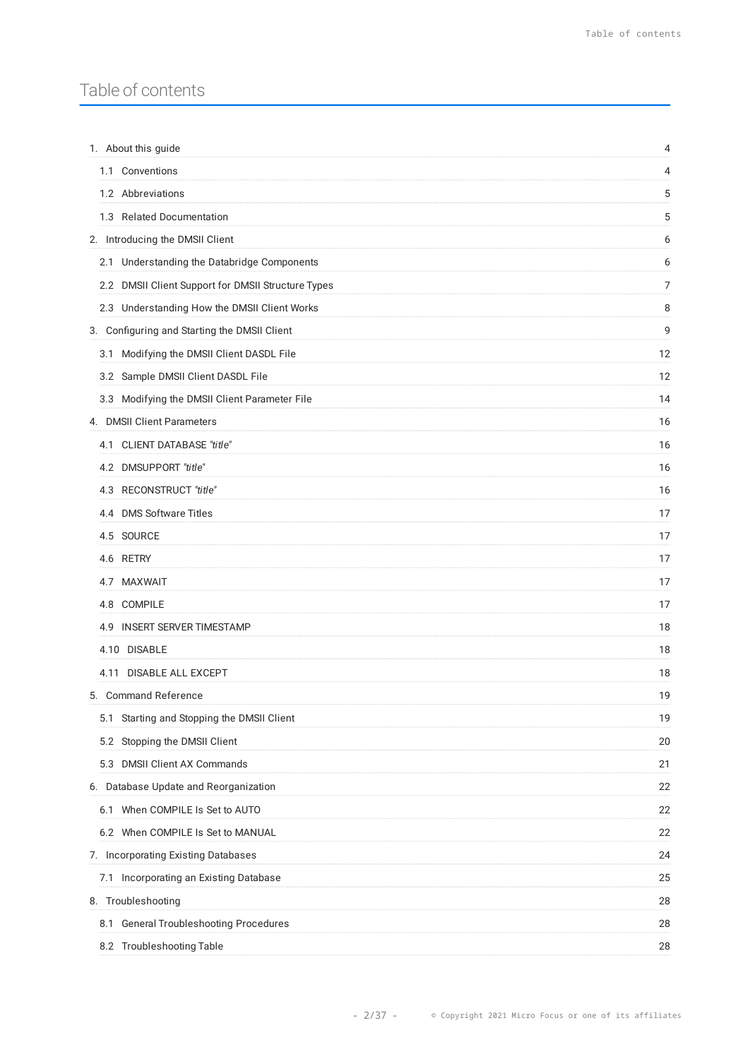# Table of contents

| | |
|---|---|
| 1. About this guide | 4 |
| 1.1 Conventions | 4 |
| 1.2 Abbreviations | 5 |
| 1.3 Related Documentation | 5 |
| 2. Introducing the DMSII Client | 6 |
| 2.1 Understanding the Databridge Components | 6 |
| 2.2 DMSII Client Support for DMSII Structure Types | 7 |
| 2.3 Understanding How the DMSII Client Works | 8 |
| 3. Configuring and Starting the DMSII Client | 9 |
| 3.1 Modifying the DMSII Client DASDL File | 12 |
| 3.2 Sample DMSII Client DASDL File | 12 |
| 3.3 Modifying the DMSII Client Parameter File | 14 |
| 4. DMSII Client Parameters | 16 |
| 4.1 CLIENT DATABASE *"title"* | 16 |
| 4.2 DMSUPPORT *"title"* | 16 |
| 4.3 RECONSTRUCT *"title"* | 16 |
| 4.4 DMS Software Titles | 17 |
| 4.5 SOURCE | 17 |
| 4.6 RETRY | 17 |
| 4.7 MAXWAIT | 17 |
| 4.8 COMPILE | 17 |
| 4.9 INSERT SERVER TIMESTAMP | 18 |
| 4.10 DISABLE | 18 |
| 4.11 DISABLE ALL EXCEPT | 18 |
| 5. Command Reference | 19 |
| 5.1 Starting and Stopping the DMSII Client | 19 |
| 5.2 Stopping the DMSII Client | 20 |
| 5.3 DMSII Client AX Commands | 21 |
| 6. Database Update and Reorganization | 22 |
| 6.1 When COMPILE Is Set to AUTO | 22 |
| 6.2 When COMPILE Is Set to MANUAL | 22 |
| 7. Incorporating Existing Databases | 24 |
| 7.1 Incorporating an Existing Database | 25 |
| 8. Troubleshooting | 28 |
| 8.1 General Troubleshooting Procedures | 28 |
| 8.2 Troubleshooting Table | 28 |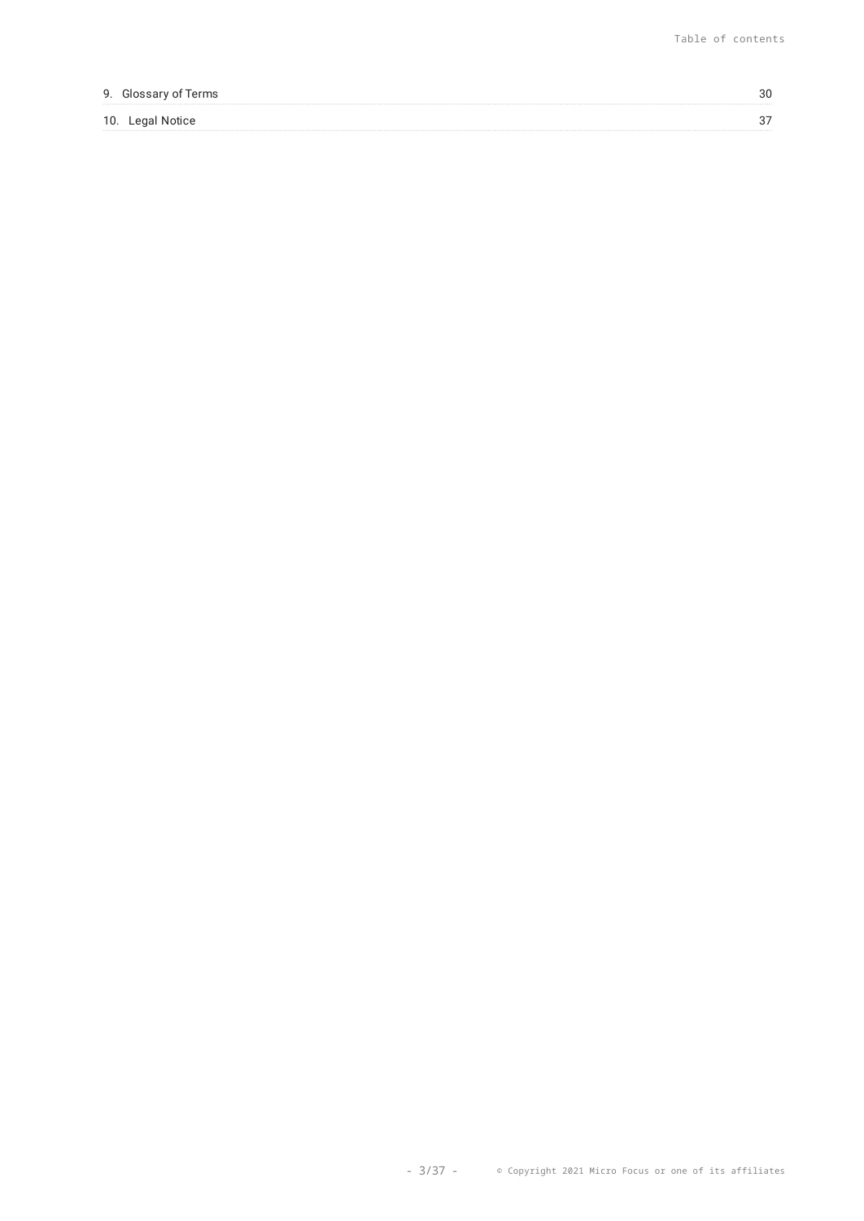9. Glossary of Terms 30

10. Legal Notice 37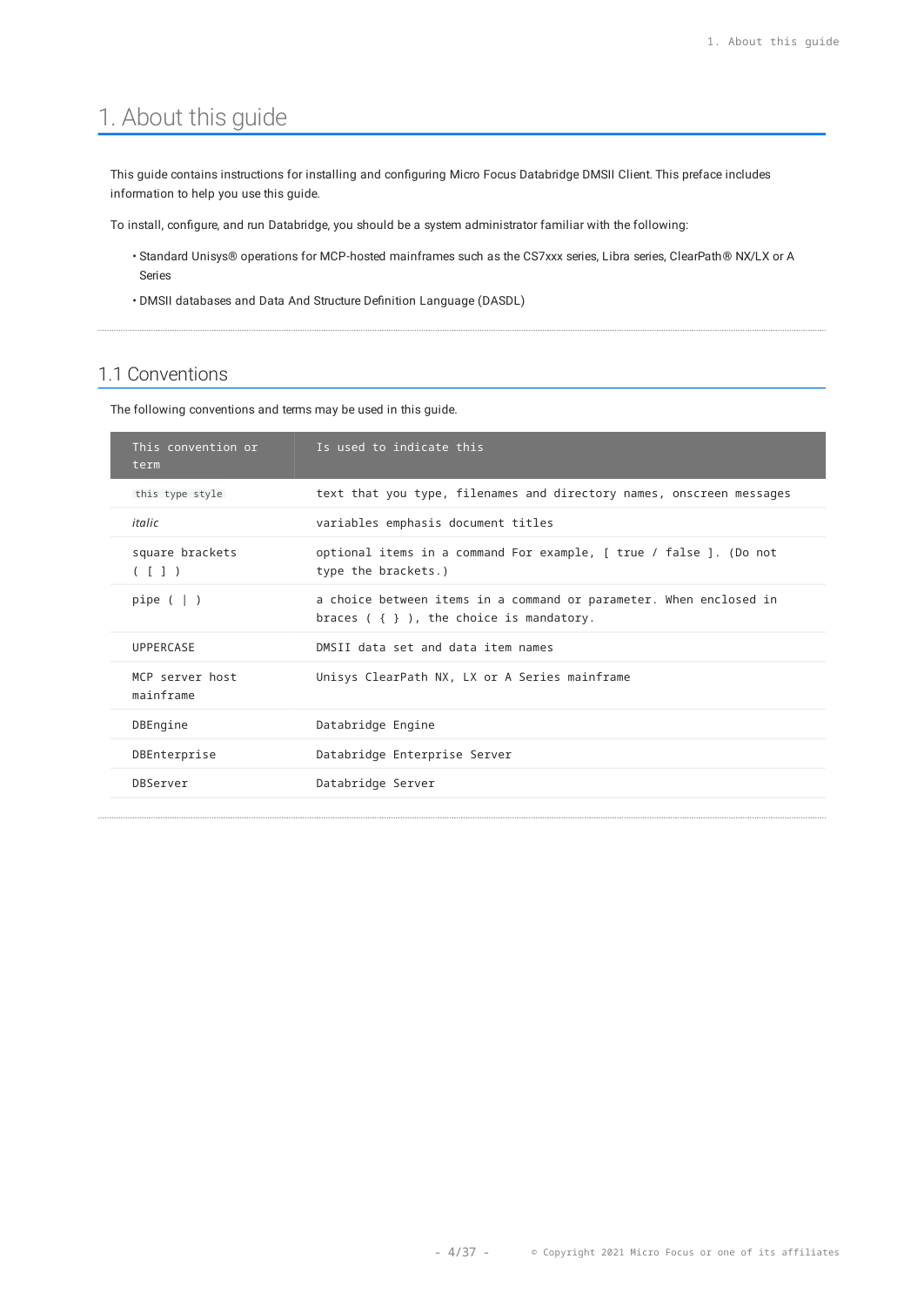# 1. About this guide

This guide contains instructions for installing and configuring Micro Focus Databridge DMSII Client. This preface includes information to help you use this guide.

To install, configure, and run Databridge, you should be a system administrator familiar with the following:

- Standard Unisys® operations for MCP-hosted mainframes such as the CS7xxx series, Libra series, ClearPath® NX/LX or A Series
- DMSII databases and Data And Structure Definition Language (DASDL)

## 1.1 Conventions

The following conventions and terms may be used in this guide.

| This convention or term | Is used to indicate this |
|---|---|
| `this type style` | text that you type, filenames and directory names, onscreen messages |
| *italic* | variables emphasis document titles |
| square brackets ( [ ] ) | optional items in a command For example, [ true / false ]. (Do not type the brackets.) |
| pipe ( \| ) | a choice between items in a command or parameter. When enclosed in braces ( { } ), the choice is mandatory. |
| UPPERCASE | DMSII data set and data item names |
| MCP server host mainframe | Unisys ClearPath NX, LX or A Series mainframe |
| DBEngine | Databridge Engine |
| DBEnterprise | Databridge Enterprise Server |
| DBServer | Databridge Server |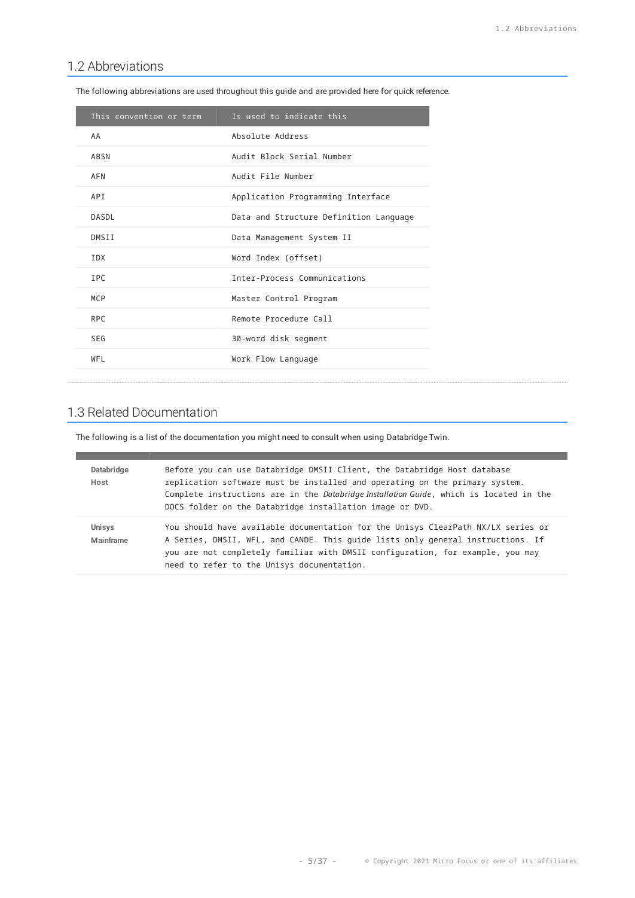## 1.2 Abbreviations

The following abbreviations are used throughout this guide and are provided here for quick reference.

| This convention or term | Is used to indicate this |
|---|---|
| AA | Absolute Address |
| ABSN | Audit Block Serial Number |
| AFN | Audit File Number |
| API | Application Programming Interface |
| DASDL | Data and Structure Definition Language |
| DMSII | Data Management System II |
| IDX | Word Index (offset) |
| IPC | Inter-Process Communications |
| MCP | Master Control Program |
| RPC | Remote Procedure Call |
| SEG | 30-word disk segment |
| WFL | Work Flow Language |

## 1.3 Related Documentation

The following is a list of the documentation you might need to consult when using Databridge Twin.

| | |
|---|---|
| **Databridge Host** | Before you can use Databridge DMSII Client, the Databridge Host database replication software must be installed and operating on the primary system. Complete instructions are in the *Databridge Installation Guide*, which is located in the DOCS folder on the Databridge installation image or DVD. |
| **Unisys Mainframe** | You should have available documentation for the Unisys ClearPath NX/LX series or A Series, DMSII, WFL, and CANDE. This guide lists only general instructions. If you are not completely familiar with DMSII configuration, for example, you may need to refer to the Unisys documentation. |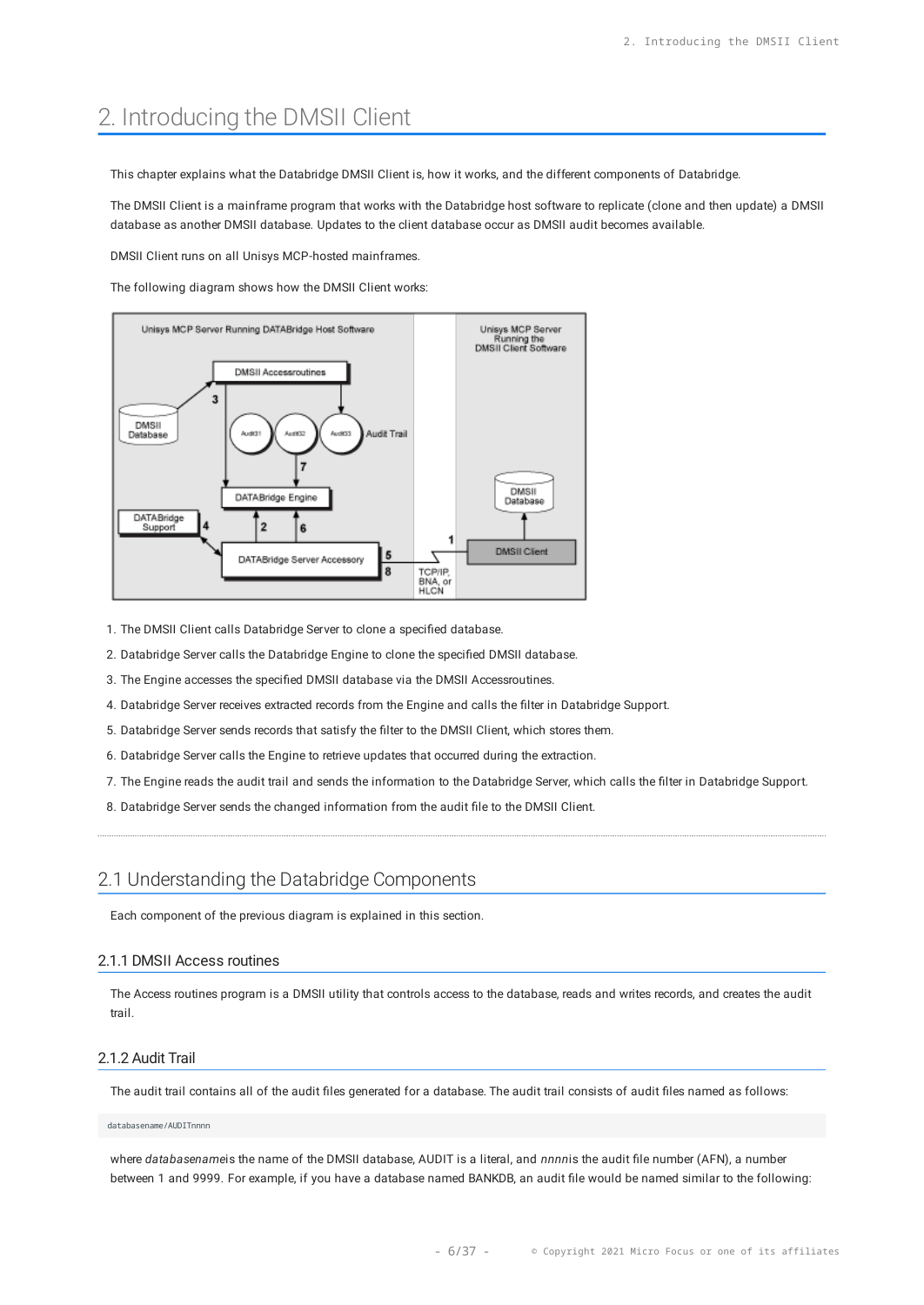# 2. Introducing the DMSII Client

This chapter explains what the Databridge DMSII Client is, how it works, and the different components of Databridge.

The DMSII Client is a mainframe program that works with the Databridge host software to replicate (clone and then update) a DMSII database as another DMSII database. Updates to the client database occur as DMSII audit becomes available.

DMSII Client runs on all Unisys MCP-hosted mainframes.

The following diagram shows how the DMSII Client works:

1. The DMSII Client calls Databridge Server to clone a specified database.
2. Databridge Server calls the Databridge Engine to clone the specified DMSII database.
3. The Engine accesses the specified DMSII database via the DMSII Accessroutines.
4. Databridge Server receives extracted records from the Engine and calls the filter in Databridge Support.
5. Databridge Server sends records that satisfy the filter to the DMSII Client, which stores them.
6. Databridge Server calls the Engine to retrieve updates that occurred during the extraction.
7. The Engine reads the audit trail and sends the information to the Databridge Server, which calls the filter in Databridge Support.
8. Databridge Server sends the changed information from the audit file to the DMSII Client.

## 2.1 Understanding the Databridge Components

Each component of the previous diagram is explained in this section.

### 2.1.1 DMSII Access routines

The Access routines program is a DMSII utility that controls access to the database, reads and writes records, and creates the audit trail.

### 2.1.2 Audit Trail

The audit trail contains all of the audit files generated for a database. The audit trail consists of audit files named as follows:

```
databasename/AUDITnnnn
```

where *databasename*is the name of the DMSII database, AUDIT is a literal, and *nnnn*is the audit file number (AFN), a number between 1 and 9999. For example, if you have a database named BANKDB, an audit file would be named similar to the following: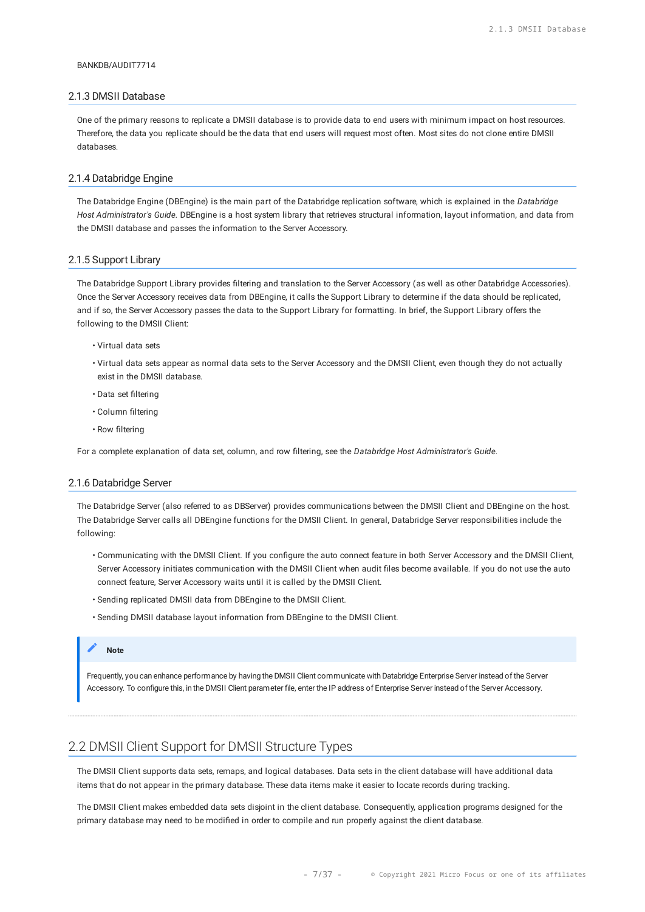BANKDB/AUDIT7714

### 2.1.3 DMSII Database

One of the primary reasons to replicate a DMSII database is to provide data to end users with minimum impact on host resources. Therefore, the data you replicate should be the data that end users will request most often. Most sites do not clone entire DMSII databases.

### 2.1.4 Databridge Engine

The Databridge Engine (DBEngine) is the main part of the Databridge replication software, which is explained in the *Databridge Host Administrator's Guide*. DBEngine is a host system library that retrieves structural information, layout information, and data from the DMSII database and passes the information to the Server Accessory.

### 2.1.5 Support Library

The Databridge Support Library provides filtering and translation to the Server Accessory (as well as other Databridge Accessories). Once the Server Accessory receives data from DBEngine, it calls the Support Library to determine if the data should be replicated, and if so, the Server Accessory passes the data to the Support Library for formatting. In brief, the Support Library offers the following to the DMSII Client:

- Virtual data sets
- Virtual data sets appear as normal data sets to the Server Accessory and the DMSII Client, even though they do not actually exist in the DMSII database.
- Data set filtering
- Column filtering
- Row filtering

For a complete explanation of data set, column, and row filtering, see the *Databridge Host Administrator's Guide*.

### 2.1.6 Databridge Server

The Databridge Server (also referred to as DBServer) provides communications between the DMSII Client and DBEngine on the host. The Databridge Server calls all DBEngine functions for the DMSII Client. In general, Databridge Server responsibilities include the following:

- Communicating with the DMSII Client. If you configure the auto connect feature in both Server Accessory and the DMSII Client, Server Accessory initiates communication with the DMSII Client when audit files become available. If you do not use the auto connect feature, Server Accessory waits until it is called by the DMSII Client.
- Sending replicated DMSII data from DBEngine to the DMSII Client.
- Sending DMSII database layout information from DBEngine to the DMSII Client.

> **Note**
>
> Frequently, you can enhance performance by having the DMSII Client communicate with Databridge Enterprise Server instead of the Server Accessory. To configure this, in the DMSII Client parameter file, enter the IP address of Enterprise Server instead of the Server Accessory.

## 2.2 DMSII Client Support for DMSII Structure Types

The DMSII Client supports data sets, remaps, and logical databases. Data sets in the client database will have additional data items that do not appear in the primary database. These data items make it easier to locate records during tracking.

The DMSII Client makes embedded data sets disjoint in the client database. Consequently, application programs designed for the primary database may need to be modified in order to compile and run properly against the client database.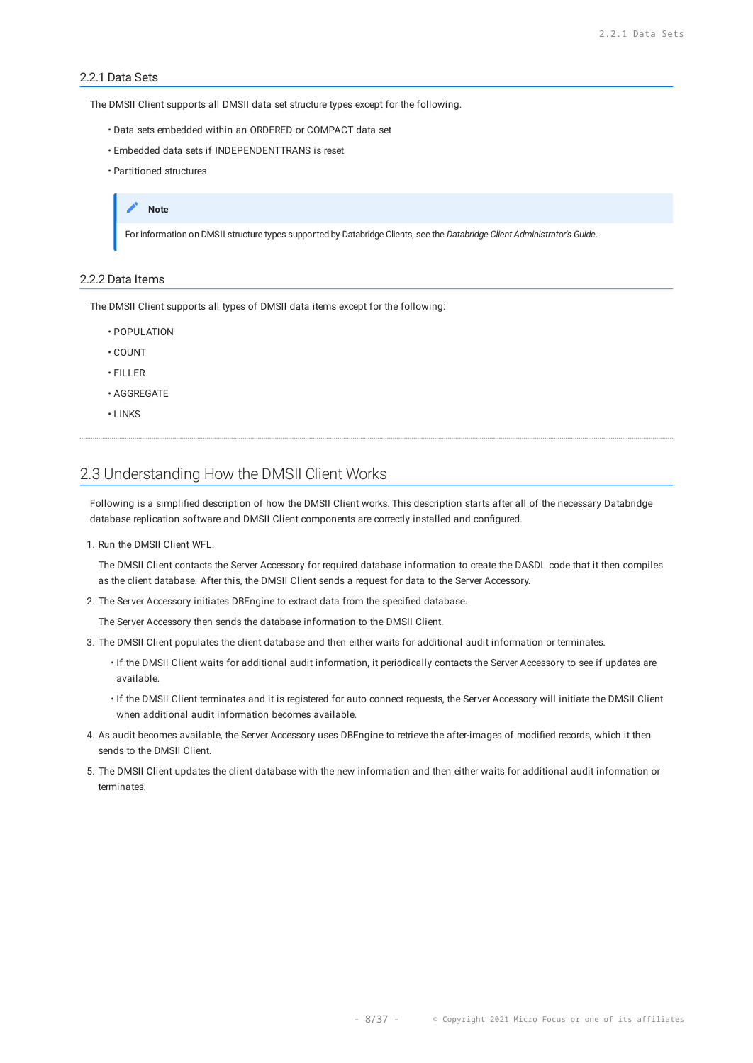### 2.2.1 Data Sets

The DMSII Client supports all DMSII data set structure types except for the following.

- Data sets embedded within an ORDERED or COMPACT data set
- Embedded data sets if INDEPENDENTTRANS is reset
- Partitioned structures

> **Note**
>
> For information on DMSII structure types supported by Databridge Clients, see the *Databridge Client Administrator's Guide*.

### 2.2.2 Data Items

The DMSII Client supports all types of DMSII data items except for the following:

- POPULATION
- COUNT
- FILLER
- AGGREGATE
- LINKS

## 2.3 Understanding How the DMSII Client Works

Following is a simplified description of how the DMSII Client works. This description starts after all of the necessary Databridge database replication software and DMSII Client components are correctly installed and configured.

1. Run the DMSII Client WFL.

   The DMSII Client contacts the Server Accessory for required database information to create the DASDL code that it then compiles as the client database. After this, the DMSII Client sends a request for data to the Server Accessory.

2. The Server Accessory initiates DBEngine to extract data from the specified database.

   The Server Accessory then sends the database information to the DMSII Client.

3. The DMSII Client populates the client database and then either waits for additional audit information or terminates.
   - If the DMSII Client waits for additional audit information, it periodically contacts the Server Accessory to see if updates are available.
   - If the DMSII Client terminates and it is registered for auto connect requests, the Server Accessory will initiate the DMSII Client when additional audit information becomes available.

4. As audit becomes available, the Server Accessory uses DBEngine to retrieve the after-images of modified records, which it then sends to the DMSII Client.

5. The DMSII Client updates the client database with the new information and then either waits for additional audit information or terminates.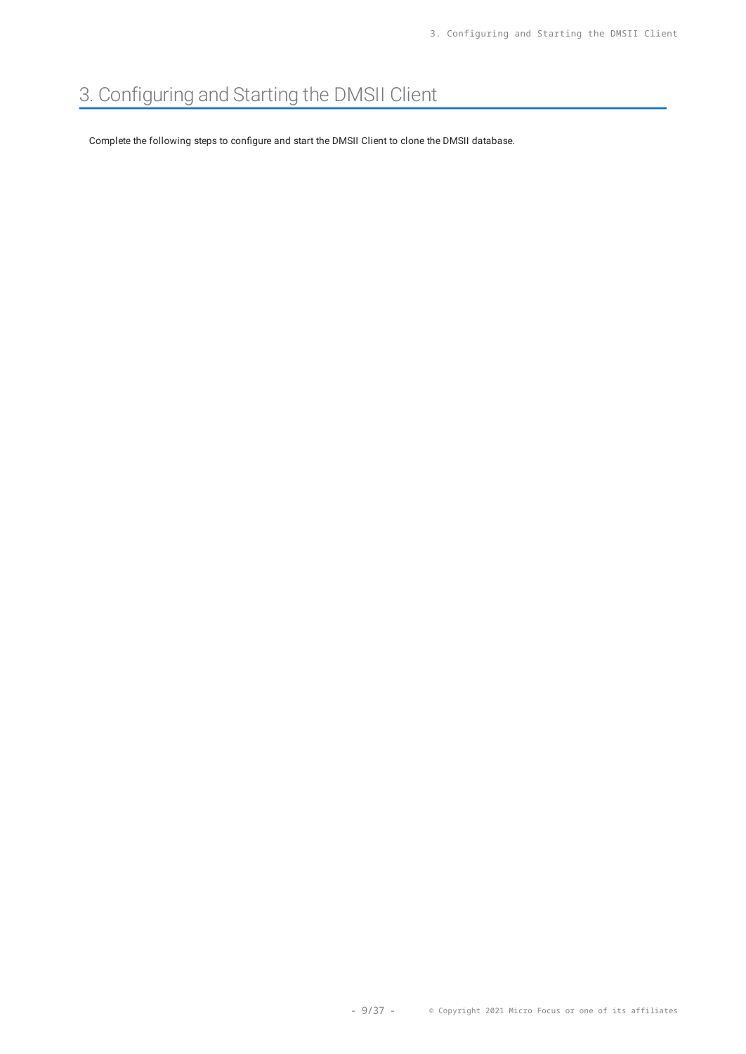# 3. Configuring and Starting the DMSII Client

Complete the following steps to configure and start the DMSII Client to clone the DMSII database.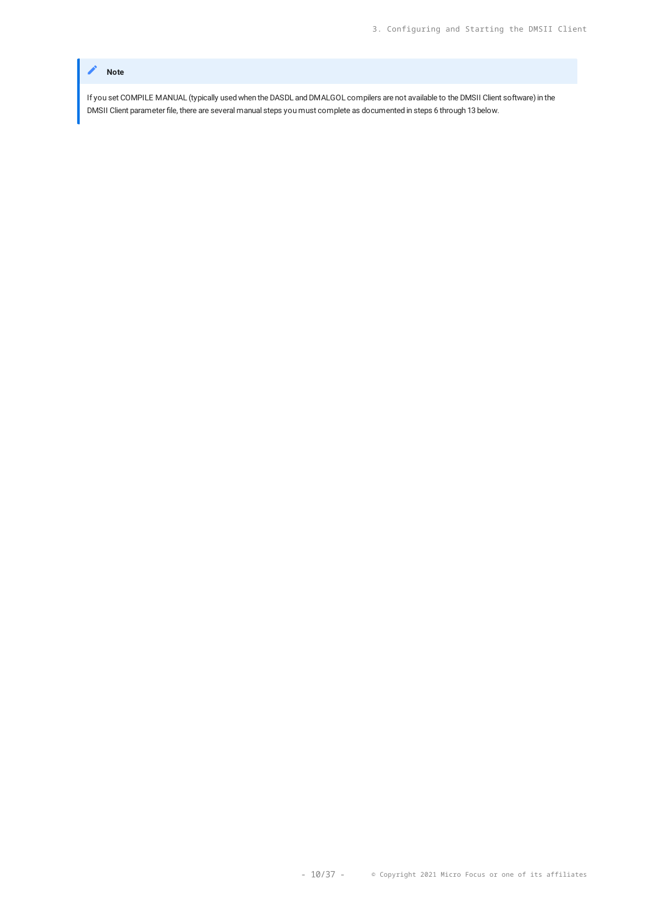> **Note**
>
> If you set COMPILE MANUAL (typically used when the DASDL and DMALGOL compilers are not available to the DMSII Client software) in the DMSII Client parameter file, there are several manual steps you must complete as documented in steps 6 through 13 below.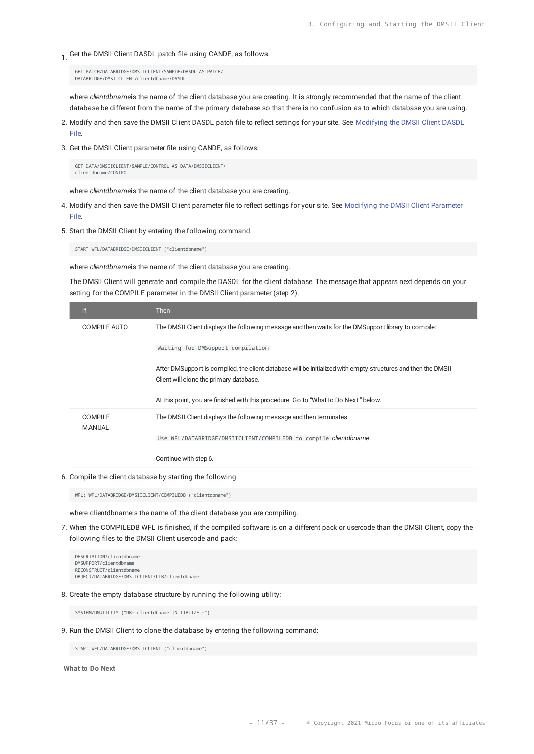1. Get the DMSII Client DASDL patch file using CANDE, as follows:

```
GET PATCH/DATABRIDGE/DMSIICLIENT/SAMPLE/DASDL AS PATCH/
DATABRIDGE/DMSIICLIENT/clientdbname/DASDL
```

   where *clientdbname*is the name of the client database you are creating. It is strongly recommended that the name of the client database be different from the name of the primary database so that there is no confusion as to which database you are using.

2. Modify and then save the DMSII Client DASDL patch file to reflect settings for your site. See Modifying the DMSII Client DASDL File.

3. Get the DMSII Client parameter file using CANDE, as follows:

```
GET DATA/DMSIICLIENT/SAMPLE/CONTROL AS DATA/DMSIICLIENT/
clientdbname/CONTROL
```

   where *clientdbname*is the name of the client database you are creating.

4. Modify and then save the DMSII Client parameter file to reflect settings for your site. See Modifying the DMSII Client Parameter File.

5. Start the DMSII Client by entering the following command:

```
START WFL/DATABRIDGE/DMSIICLIENT ("clientdbname")
```

   where *clientdbname*is the name of the client database you are creating.

   The DMSII Client will generate and compile the DASDL for the client database. The message that appears next depends on your setting for the COMPILE parameter in the DMSII Client parameter (step 2).

| If | Then |
|---|---|
| COMPILE AUTO | The DMSII Client displays the following message and then waits for the DMSupport library to compile:<br><br>`Waiting for DMSupport compilation`<br><br>After DMSupport is compiled, the client database will be initialized with empty structures and then the DMSII Client will clone the primary database.<br><br>At this point, you are finished with this procedure. Go to "What to Do Next" below. |
| COMPILE MANUAL | The DMSII Client displays the following message and then terminates:<br><br>`Use WFL/DATABRIDGE/DMSIICLIENT/COMPILEDB to compile` *clientdbname*<br><br>Continue with step 6. |

6. Compile the client database by starting the following

```
WFL: WFL/DATABRIDGE/DMSIICLIENT/COMPILEDB ("clientdbname")
```

   where clientdbnameis the name of the client database you are compiling.

7. When the COMPILEDB WFL is finished, if the compiled software is on a different pack or usercode than the DMSII Client, copy the following files to the DMSII Client usercode and pack:

```
DESCRIPTION/clientdbname
DMSUPPORT/clientdbname
RECONSTRUCT/clientdbname
OBJECT/DATABRIDGE/DMSIICLIENT/LIB/clientdbname
```

8. Create the empty database structure by running the following utility:

```
SYSTEM/DMUTILITY ("DB= clientdbname INITIALIZE =")
```

9. Run the DMSII Client to clone the database by entering the following command:

```
START WFL/DATABRIDGE/DMSIICLIENT ("clientdbname")
```

**What to Do Next**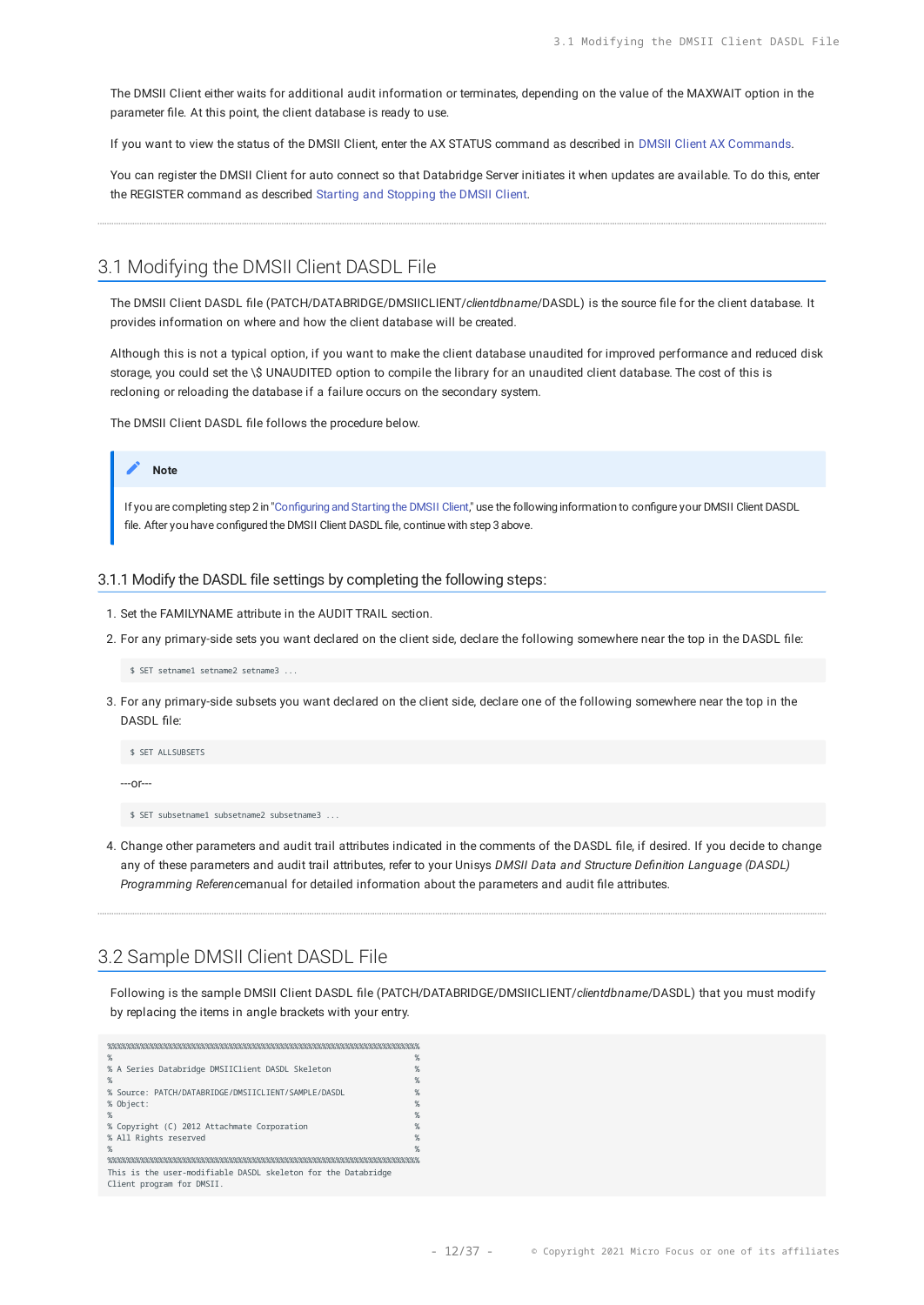The DMSII Client either waits for additional audit information or terminates, depending on the value of the MAXWAIT option in the parameter file. At this point, the client database is ready to use.

If you want to view the status of the DMSII Client, enter the AX STATUS command as described in DMSII Client AX Commands.

You can register the DMSII Client for auto connect so that Databridge Server initiates it when updates are available. To do this, enter the REGISTER command as described Starting and Stopping the DMSII Client.

## 3.1 Modifying the DMSII Client DASDL File

The DMSII Client DASDL file (PATCH/DATABRIDGE/DMSIICLIENT/*clientdbname*/DASDL) is the source file for the client database. It provides information on where and how the client database will be created.

Although this is not a typical option, if you want to make the client database unaudited for improved performance and reduced disk storage, you could set the \$ UNAUDITED option to compile the library for an unaudited client database. The cost of this is recloning or reloading the database if a failure occurs on the secondary system.

The DMSII Client DASDL file follows the procedure below.

> **Note**
>
> If you are completing step 2 in "Configuring and Starting the DMSII Client," use the following information to configure your DMSII Client DASDL file. After you have configured the DMSII Client DASDL file, continue with step 3 above.

### 3.1.1 Modify the DASDL file settings by completing the following steps:

1. Set the FAMILYNAME attribute in the AUDIT TRAIL section.
2. For any primary-side sets you want declared on the client side, declare the following somewhere near the top in the DASDL file:

   ```
   $ SET setname1 setname2 setname3 ...
   ```

3. For any primary-side subsets you want declared on the client side, declare one of the following somewhere near the top in the DASDL file:

   ```
   $ SET ALLSUBSETS
   ```

   ---or---

   ```
   $ SET subsetname1 subsetname2 subsetname3 ...
   ```

4. Change other parameters and audit trail attributes indicated in the comments of the DASDL file, if desired. If you decide to change any of these parameters and audit trail attributes, refer to your Unisys *DMSII Data and Structure Definition Language (DASDL) Programming Reference*manual for detailed information about the parameters and audit file attributes.

## 3.2 Sample DMSII Client DASDL File

Following is the sample DMSII Client DASDL file (PATCH/DATABRIDGE/DMSIICLIENT/*clientdbname*/DASDL) that you must modify by replacing the items in angle brackets with your entry.

```
%%%%%%%%%%%%%%%%%%%%%%%%%%%%%%%%%%%%%%%%%%%%%%%%%%%%%%%%%%%%%%%%%%%%%%%%
%                                                                      %
% A Series Databridge DMSIIClient DASDL Skeleton                       %
%                                                                      %
% Source: PATCH/DATABRIDGE/DMSIICLIENT/SAMPLE/DASDL                    %
% Object:                                                              %
%                                                                      %
% Copyright (C) 2012 Attachmate Corporation                            %
% All Rights reserved                                                  %
%                                                                      %
%%%%%%%%%%%%%%%%%%%%%%%%%%%%%%%%%%%%%%%%%%%%%%%%%%%%%%%%%%%%%%%%%%%%%%%%
This is the user-modifiable DASDL skeleton for the Databridge
Client program for DMSII.
```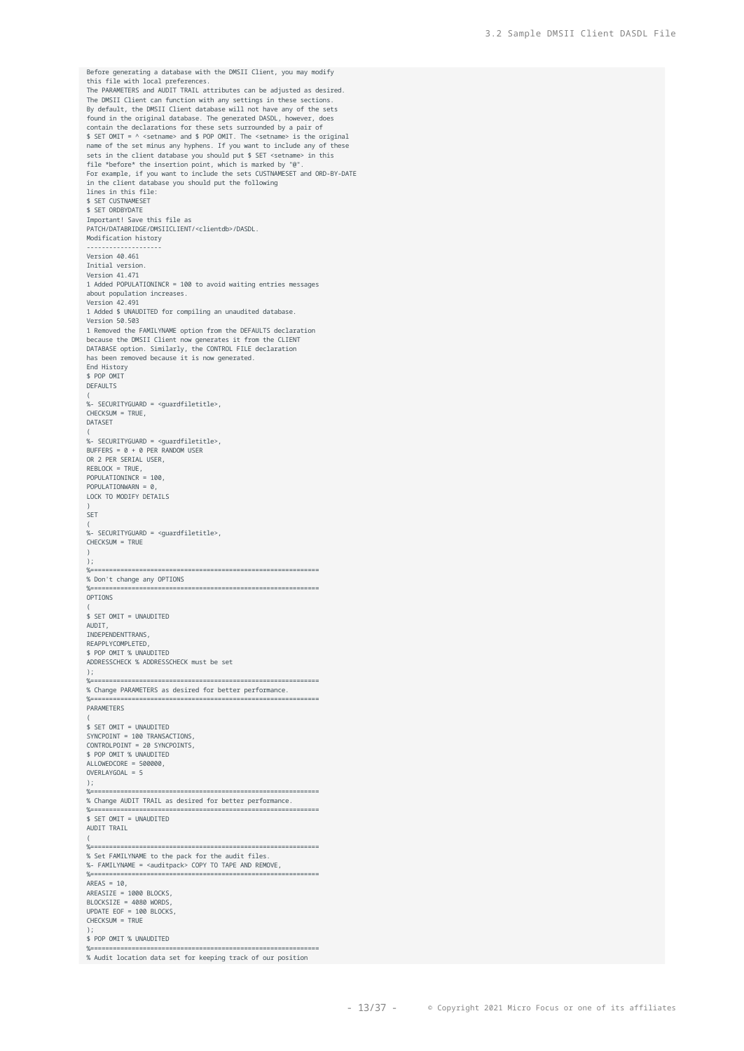```
Before generating a database with the DMSII Client, you may modify
this file with local preferences.
The PARAMETERS and AUDIT TRAIL attributes can be adjusted as desired.
The DMSII Client can function with any settings in these sections.
By default, the DMSII Client database will not have any of the sets
found in the original database. The generated DASDL, however, does
contain the declarations for these sets surrounded by a pair of
$ SET OMIT = ^ <setname> and $ POP OMIT. The <setname> is the original
name of the set minus any hyphens. If you want to include any of these
sets in the client database you should put $ SET <setname> in this
file *before* the insertion point, which is marked by "@".
For example, if you want to include the sets CUSTNAMESET and ORD-BY-DATE
in the client database you should put the following
lines in this file:
$ SET CUSTNAMESET
$ SET ORDBYDATE
Important! Save this file as
PATCH/DATABRIDGE/DMSIICLIENT/<clientdb>/DASDL.
Modification history
--------------------
Version 40.461
Initial version.
Version 41.471
1 Added POPULATIONINCR = 100 to avoid waiting entries messages
about population increases.
Version 42.491
1 Added $ UNAUDITED for compiling an unaudited database.
Version 50.503
1 Removed the FAMILYNAME option from the DEFAULTS declaration
because the DMSII Client now generates it from the CLIENT
DATABASE option. Similarly, the CONTROL FILE declaration
has been removed because it is now generated.
End History
$ POP OMIT
DEFAULTS
(
%- SECURITYGUARD = <guardfiletitle>,
CHECKSUM = TRUE,
DATASET
(
%- SECURITYGUARD = <guardfiletitle>,
BUFFERS = 0 + 0 PER RANDOM USER
OR 2 PER SERIAL USER,
REBLOCK = TRUE,
POPULATIONINCR = 100,
POPULATIONWARN = 0,
LOCK TO MODIFY DETAILS
)
SET
(
%- SECURITYGUARD = <guardfiletitle>,
CHECKSUM = TRUE
)
);
%==============================================================
% Don't change any OPTIONS
%==============================================================
OPTIONS
(
$ SET OMIT = UNAUDITED
AUDIT,
INDEPENDENTTRANS,
REAPPLYCOMPLETED,
$ POP OMIT % UNAUDITED
ADDRESSCHECK % ADDRESSCHECK must be set
);
%==============================================================
% Change PARAMETERS as desired for better performance.
%==============================================================
PARAMETERS
(
$ SET OMIT = UNAUDITED
SYNCPOINT = 100 TRANSACTIONS,
CONTROLPOINT = 20 SYNCPOINTS,
$ POP OMIT % UNAUDITED
ALLOWEDCORE = 500000,
OVERLAYGOAL = 5
);
%==============================================================
% Change AUDIT TRAIL as desired for better performance.
%==============================================================
$ SET OMIT = UNAUDITED
AUDIT TRAIL
(
%==============================================================
% Set FAMILYNAME to the pack for the audit files.
%- FAMILYNAME = <auditpack> COPY TO TAPE AND REMOVE,
%==============================================================
AREAS = 10,
AREASIZE = 1000 BLOCKS,
BLOCKSIZE = 4080 WORDS,
UPDATE EOF = 100 BLOCKS,
CHECKSUM = TRUE
);
$ POP OMIT % UNAUDITED
%==============================================================
% Audit location data set for keeping track of our position
```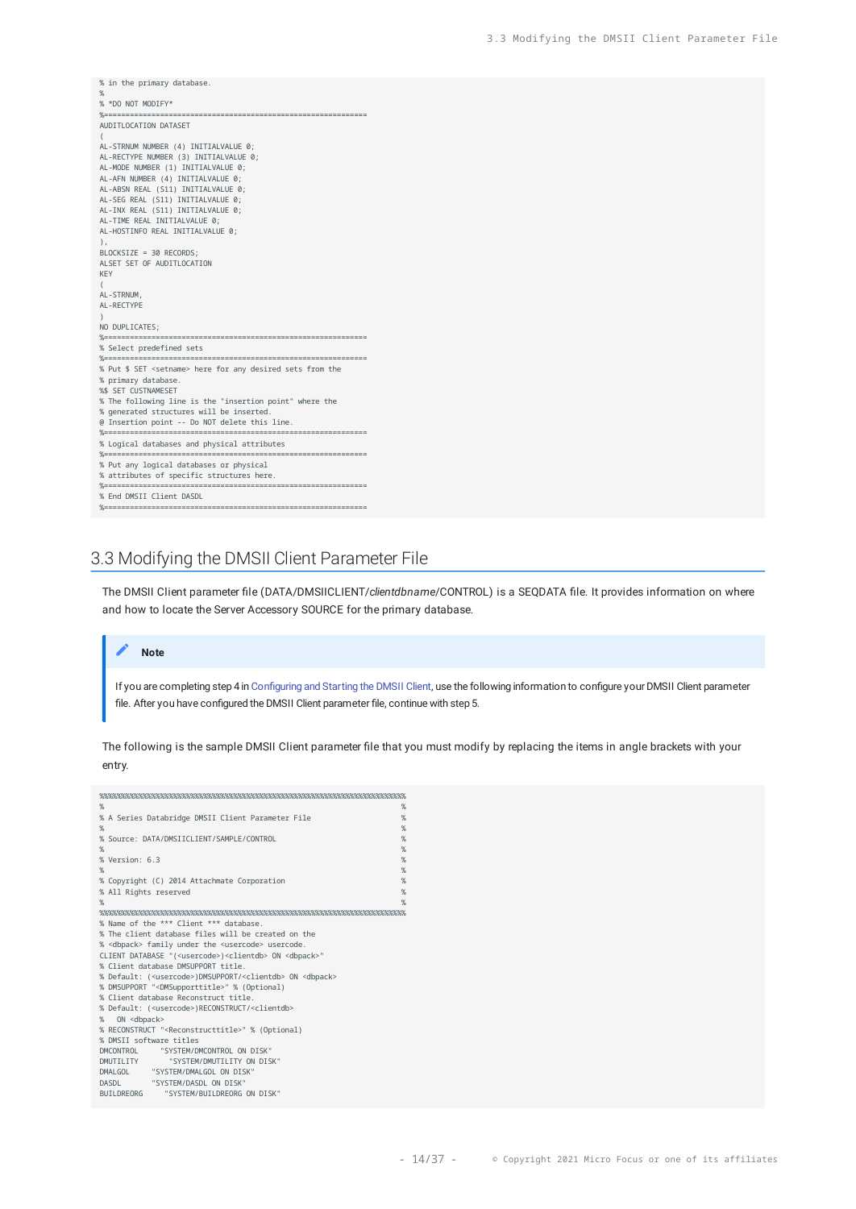```
% in the primary database.
%
% *DO NOT MODIFY*
%=============================================================
AUDITLOCATION DATASET
(
AL-STRNUM NUMBER (4) INITIALVALUE 0;
AL-RECTYPE NUMBER (3) INITIALVALUE 0;
AL-MODE NUMBER (1) INITIALVALUE 0;
AL-AFN NUMBER (4) INITIALVALUE 0;
AL-ABSN REAL (S11) INITIALVALUE 0;
AL-SEG REAL (S11) INITIALVALUE 0;
AL-INX REAL (S11) INITIALVALUE 0;
AL-TIME REAL INITIALVALUE 0;
AL-HOSTINFO REAL INITIALVALUE 0;
),
BLOCKSIZE = 30 RECORDS;
ALSET SET OF AUDITLOCATION
KEY
(
AL-STRNUM,
AL-RECTYPE
)
NO DUPLICATES;
%=============================================================
% Select predefined sets
%=============================================================
% Put $ SET <setname> here for any desired sets from the
% primary database.
%$ SET CUSTNAMESET
% The following line is the "insertion point" where the
% generated structures will be inserted.
@ Insertion point -- Do NOT delete this line.
%=============================================================
% Logical databases and physical attributes
%=============================================================
% Put any logical databases or physical
% attributes of specific structures here.
%=============================================================
% End DMSII Client DASDL
%=============================================================
```

## 3.3 Modifying the DMSII Client Parameter File

The DMSII Client parameter file (DATA/DMSIICLIENT/*clientdbname*/CONTROL) is a SEQDATA file. It provides information on where and how to locate the Server Accessory SOURCE for the primary database.

> **Note**
>
> If you are completing step 4 in Configuring and Starting the DMSII Client, use the following information to configure your DMSII Client parameter file. After you have configured the DMSII Client parameter file, continue with step 5.

The following is the sample DMSII Client parameter file that you must modify by replacing the items in angle brackets with your entry.

```
%%%%%%%%%%%%%%%%%%%%%%%%%%%%%%%%%%%%%%%%%%%%%%%%%%%%%%%%%%%%%%%%%%%%%%%%
%                                                                      %
% A Series Databridge DMSII Client Parameter File                      %
%                                                                      %
% Source: DATA/DMSIICLIENT/SAMPLE/CONTROL                              %
%                                                                      %
% Version: 6.3                                                         %
%                                                                      %
% Copyright (C) 2014 Attachmate Corporation                            %
% All Rights reserved                                                  %
%                                                                      %
%%%%%%%%%%%%%%%%%%%%%%%%%%%%%%%%%%%%%%%%%%%%%%%%%%%%%%%%%%%%%%%%%%%%%%%%
% Name of the *** Client *** database.
% The client database files will be created on the
% <dbpack> family under the <usercode> usercode.
CLIENT DATABASE "(<usercode>)<clientdb> ON <dbpack>"
% Client database DMSUPPORT title.
% Default: (<usercode>)DMSUPPORT/<clientdb> ON <dbpack>
% DMSUPPORT "<DMSupporttitle>" % (Optional)
% Client database Reconstruct title.
% Default: (<usercode>)RECONSTRUCT/<clientdb>
%   ON <dbpack>
% RECONSTRUCT "<Reconstructtitle>" % (Optional)
% DMSII software titles
DMCONTROL     "SYSTEM/DMCONTROL ON DISK"
DMUTILITY       "SYSTEM/DMUTILITY ON DISK"
DMALGOL     "SYSTEM/DMALGOL ON DISK"
DASDL       "SYSTEM/DASDL ON DISK"
BUILDREORG     "SYSTEM/BUILDREORG ON DISK"
```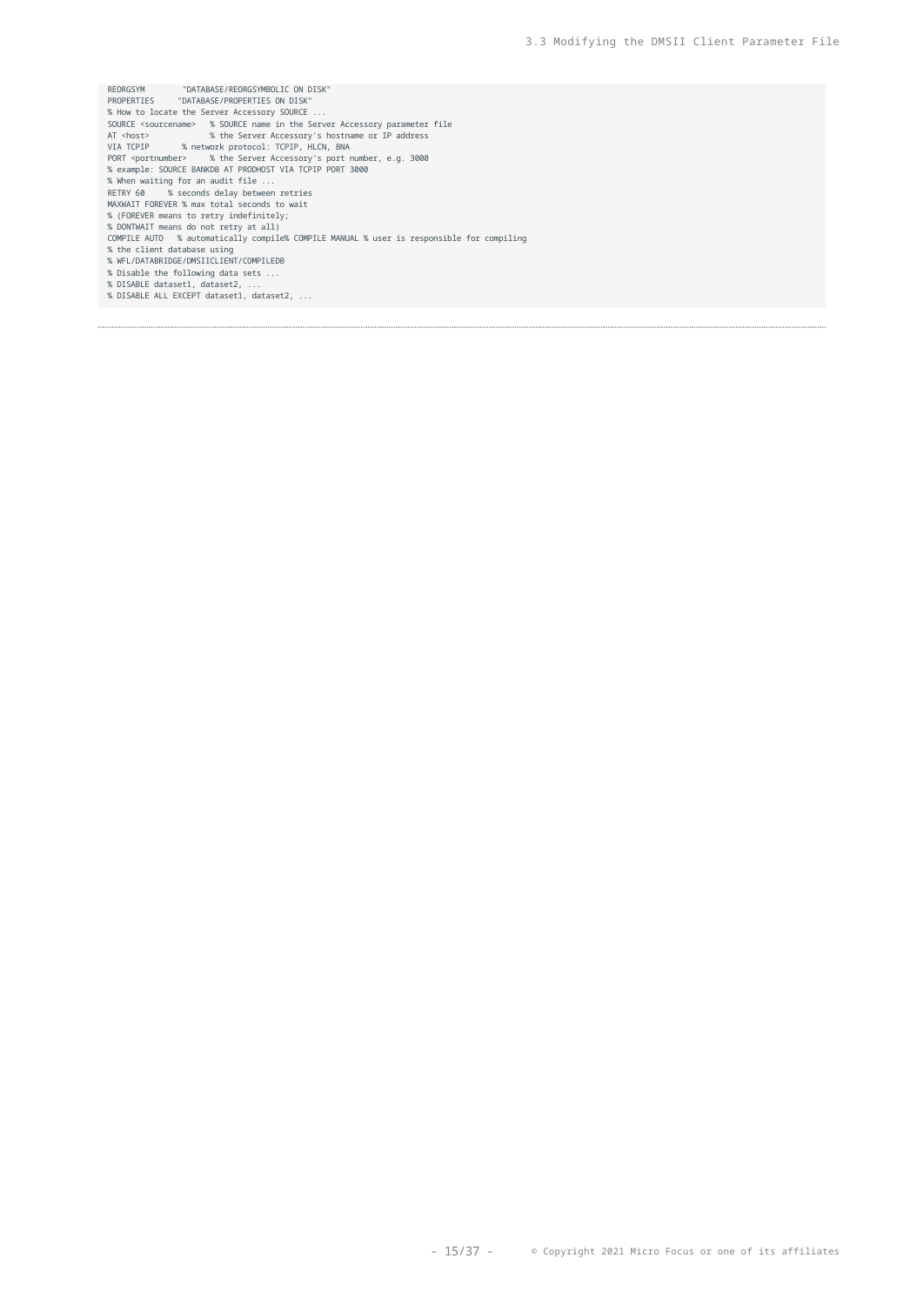```
REORGSYM        "DATABASE/REORGSYMBOLIC ON DISK"
PROPERTIES      "DATABASE/PROPERTIES ON DISK"
% How to locate the Server Accessory SOURCE ...
SOURCE <sourcename>   % SOURCE name in the Server Accessory parameter file
AT <host>             % the Server Accessory's hostname or IP address
VIA TCPIP       % network protocol: TCPIP, HLCN, BNA
PORT <portnumber>     % the Server Accessory's port number, e.g. 3000
% example: SOURCE BANKDB AT PRODHOST VIA TCPIP PORT 3000
% When waiting for an audit file ...
RETRY 60     % seconds delay between retries
MAXWAIT FOREVER % max total seconds to wait
% (FOREVER means to retry indefinitely;
% DONTWAIT means do not retry at all)
COMPILE AUTO   % automatically compile% COMPILE MANUAL % user is responsible for compiling
% the client database using
% WFL/DATABRIDGE/DMSIICLIENT/COMPILEDB
% Disable the following data sets ...
% DISABLE dataset1, dataset2, ...
% DISABLE ALL EXCEPT dataset1, dataset2, ...
```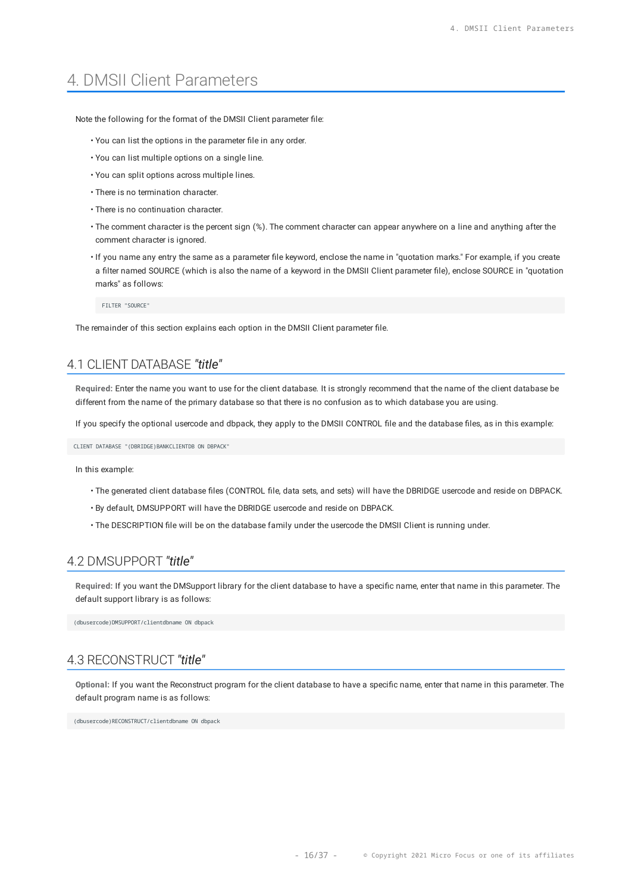# 4. DMSII Client Parameters

Note the following for the format of the DMSII Client parameter file:

- You can list the options in the parameter file in any order.
- You can list multiple options on a single line.
- You can split options across multiple lines.
- There is no termination character.
- There is no continuation character.
- The comment character is the percent sign (%). The comment character can appear anywhere on a line and anything after the comment character is ignored.
- If you name any entry the same as a parameter file keyword, enclose the name in "quotation marks." For example, if you create a filter named SOURCE (which is also the name of a keyword in the DMSII Client parameter file), enclose SOURCE in "quotation marks" as follows:

```
FILTER "SOURCE"
```

The remainder of this section explains each option in the DMSII Client parameter file.

## 4.1 CLIENT DATABASE *"title"*

**Required:** Enter the name you want to use for the client database. It is strongly recommend that the name of the client database be different from the name of the primary database so that there is no confusion as to which database you are using.

If you specify the optional usercode and dbpack, they apply to the DMSII CONTROL file and the database files, as in this example:

```
CLIENT DATABASE "(DBRIDGE)BANKCLIENTDB ON DBPACK"
```

In this example:

- The generated client database files (CONTROL file, data sets, and sets) will have the DBRIDGE usercode and reside on DBPACK.
- By default, DMSUPPORT will have the DBRIDGE usercode and reside on DBPACK.
- The DESCRIPTION file will be on the database family under the usercode the DMSII Client is running under.

## 4.2 DMSUPPORT *"title"*

**Required:** If you want the DMSupport library for the client database to have a specific name, enter that name in this parameter. The default support library is as follows:

```
(dbusercode)DMSUPPORT/clientdbname ON dbpack
```

## 4.3 RECONSTRUCT *"title"*

**Optional:** If you want the Reconstruct program for the client database to have a specific name, enter that name in this parameter. The default program name is as follows:

```
(dbusercode)RECONSTRUCT/clientdbname ON dbpack
```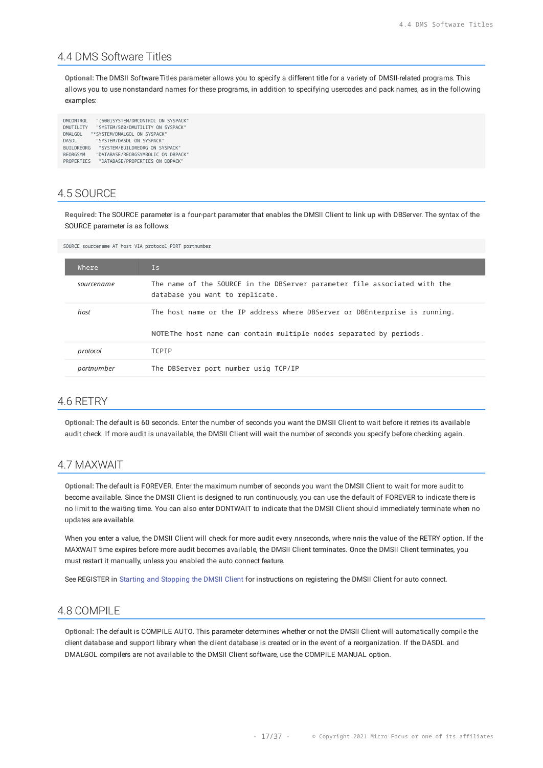## 4.4 DMS Software Titles

**Optional:** The DMSII Software Titles parameter allows you to specify a different title for a variety of DMSII-related programs. This allows you to use nonstandard names for these programs, in addition to specifying usercodes and pack names, as in the following examples:

```
DMCONTROL    "(500)SYSTEM/DMCONTROL ON SYSPACK"
DMUTILITY    "SYSTEM/500/DMUTILITY ON SYSPACK"
DMALGOL    "*SYSTEM/DMALGOL ON SYSPACK"
DASDL        "SYSTEM/DASDL ON SYSPACK"
BUILDREORG    "SYSTEM/BUILDREORG ON SYSPACK"
REORGSYM     "DATABASE/REORGSYMBOLIC ON DBPACK"
PROPERTIES    "DATABASE/PROPERTIES ON DBPACK"
```

## 4.5 SOURCE

**Required:** The SOURCE parameter is a four-part parameter that enables the DMSII Client to link up with DBServer. The syntax of the SOURCE parameter is as follows:

```
SOURCE sourcename AT host VIA protocol PORT portnumber
```

| Where | Is |
|---|---|
| *sourcename* | The name of the SOURCE in the DBServer parameter file associated with the database you want to replicate. |
| *host* | The host name or the IP address where DBServer or DBEnterprise is running.<br><br>**NOTE:**The host name can contain multiple nodes separated by periods. |
| *protocol* | TCPIP |
| *portnumber* | The DBServer port number usig TCP/IP |

## 4.6 RETRY

**Optional:** The default is 60 seconds. Enter the number of seconds you want the DMSII Client to wait before it retries its available audit check. If more audit is unavailable, the DMSII Client will wait the number of seconds you specify before checking again.

## 4.7 MAXWAIT

**Optional:** The default is FOREVER. Enter the maximum number of seconds you want the DMSII Client to wait for more audit to become available. Since the DMSII Client is designed to run continuously, you can use the default of FOREVER to indicate there is no limit to the waiting time. You can also enter DONTWAIT to indicate that the DMSII Client should immediately terminate when no updates are available.

When you enter a value, the DMSII Client will check for more audit every *nn*seconds, where *nn*is the value of the RETRY option. If the MAXWAIT time expires before more audit becomes available, the DMSII Client terminates. Once the DMSII Client terminates, you must restart it manually, unless you enabled the auto connect feature.

See REGISTER in Starting and Stopping the DMSII Client for instructions on registering the DMSII Client for auto connect.

## 4.8 COMPILE

**Optional:** The default is COMPILE AUTO. This parameter determines whether or not the DMSII Client will automatically compile the client database and support library when the client database is created or in the event of a reorganization. If the DASDL and DMALGOL compilers are not available to the DMSII Client software, use the COMPILE MANUAL option.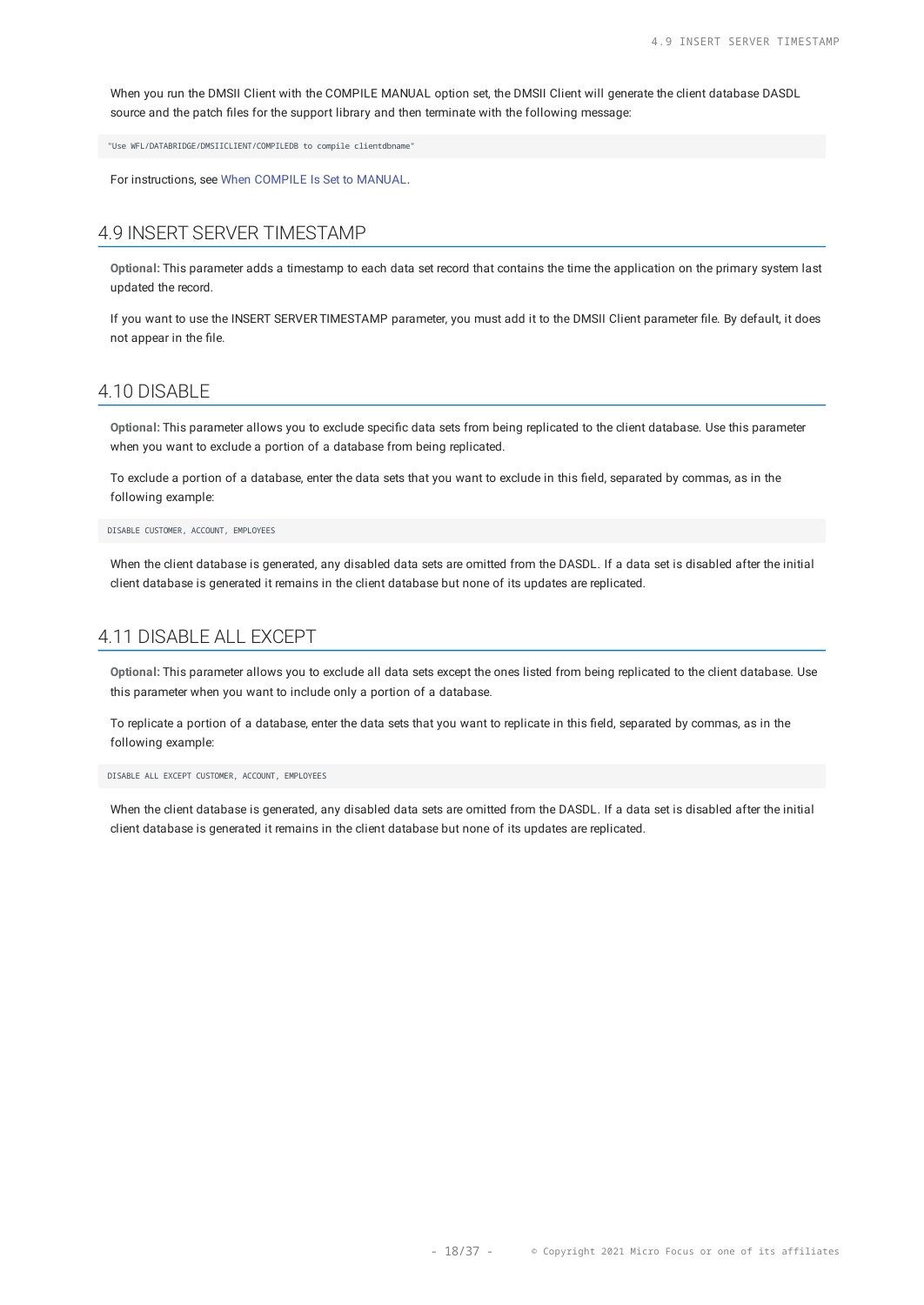When you run the DMSII Client with the COMPILE MANUAL option set, the DMSII Client will generate the client database DASDL source and the patch files for the support library and then terminate with the following message:

```
"Use WFL/DATABRIDGE/DMSIICLIENT/COMPILEDB to compile clientdbname"
```

For instructions, see When COMPILE Is Set to MANUAL.

## 4.9 INSERT SERVER TIMESTAMP

**Optional:** This parameter adds a timestamp to each data set record that contains the time the application on the primary system last updated the record.

If you want to use the INSERT SERVER TIMESTAMP parameter, you must add it to the DMSII Client parameter file. By default, it does not appear in the file.

## 4.10 DISABLE

**Optional:** This parameter allows you to exclude specific data sets from being replicated to the client database. Use this parameter when you want to exclude a portion of a database from being replicated.

To exclude a portion of a database, enter the data sets that you want to exclude in this field, separated by commas, as in the following example:

```
DISABLE CUSTOMER, ACCOUNT, EMPLOYEES
```

When the client database is generated, any disabled data sets are omitted from the DASDL. If a data set is disabled after the initial client database is generated it remains in the client database but none of its updates are replicated.

## 4.11 DISABLE ALL EXCEPT

**Optional:** This parameter allows you to exclude all data sets except the ones listed from being replicated to the client database. Use this parameter when you want to include only a portion of a database.

To replicate a portion of a database, enter the data sets that you want to replicate in this field, separated by commas, as in the following example:

```
DISABLE ALL EXCEPT CUSTOMER, ACCOUNT, EMPLOYEES
```

When the client database is generated, any disabled data sets are omitted from the DASDL. If a data set is disabled after the initial client database is generated it remains in the client database but none of its updates are replicated.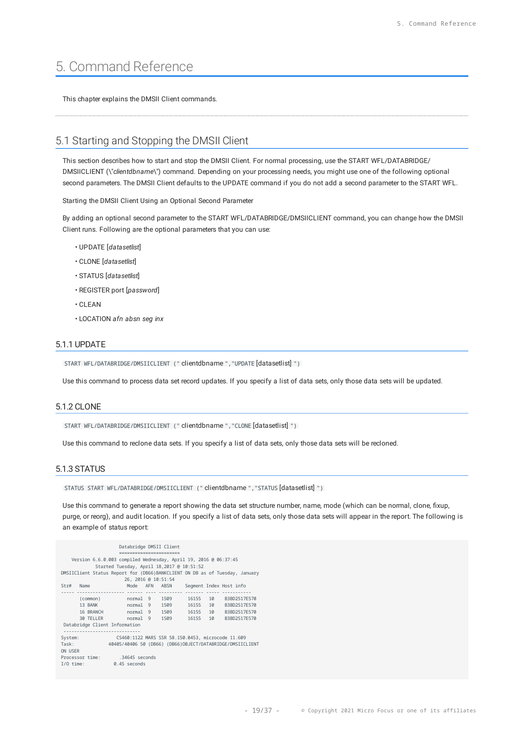# 5. Command Reference

This chapter explains the DMSII Client commands.

## 5.1 Starting and Stopping the DMSII Client

This section describes how to start and stop the DMSII Client. For normal processing, use the START WFL/DATABRIDGE/DMSIICLIENT (\"*clientdbname*\") command. Depending on your processing needs, you might use one of the following optional second parameters. The DMSII Client defaults to the UPDATE command if you do not add a second parameter to the START WFL.

Starting the DMSII Client Using an Optional Second Parameter

By adding an optional second parameter to the START WFL/DATABRIDGE/DMSIICLIENT command, you can change how the DMSII Client runs. Following are the optional parameters that you can use:

- UPDATE [*datasetlist*]
- CLONE [*datasetlist*]
- STATUS [*datasetlist*]
- REGISTER port [*password*]
- CLEAN
- LOCATION *afn absn seg inx*

### 5.1.1 UPDATE

`START WFL/DATABRIDGE/DMSIICLIENT ("` clientdbname `","UPDATE` [datasetlist] `")`

Use this command to process data set record updates. If you specify a list of data sets, only those data sets will be updated.

### 5.1.2 CLONE

`START WFL/DATABRIDGE/DMSIICLIENT ("` clientdbname `","CLONE` [datasetlist] `")`

Use this command to reclone data sets. If you specify a list of data sets, only those data sets will be recloned.

### 5.1.3 STATUS

`STATUS START WFL/DATABRIDGE/DMSIICLIENT ("` clientdbname `","STATUS` [datasetlist] `")`

Use this command to generate a report showing the data set structure number, name, mode (which can be normal, clone, fixup, purge, or reorg), and audit location. If you specify a list of data sets, only those data sets will appear in the report. The following is an example of status report:

```
                     Databridge DMSII Client
                     =====================
    Version 6.6.0.003 compiled Wednesday, April 19, 2016 @ 06:37:45
            Started Tuesday, April 18,2017 @ 10:51:52
DMSIIClient Status Report for (DB66)BANKCLIENT ON DB as of Tuesday, January
                        26, 2016 @ 10:51:54
Str#   Name              Mode   AFN   ABSN     Segment Index Host info
----- ------------------ ------ ---- --------- ------- ----- -----------
       (common)          normal  9    1509      16155   10    B3BD2517E570
       13 BANK           normal  9    1509      16155   10    B3BD2517E570
       16 BRANCH         normal  9    1509      16155   10    B3BD2517E570
       30 TELLER         normal  9    1509      16155   10    B3BD2517E570
 Databridge Client Information
 -----------------------------
System:             CS460:1122 MARS SSR 58.150.0453, microcode 11.609
Task:              40405/40406 50 (DB66) (DB66)OBJECT/DATABRIDGE/DMSIICLIENT
ON USER
Processor time:       .34645 seconds
I/O time:           0.45 seconds
```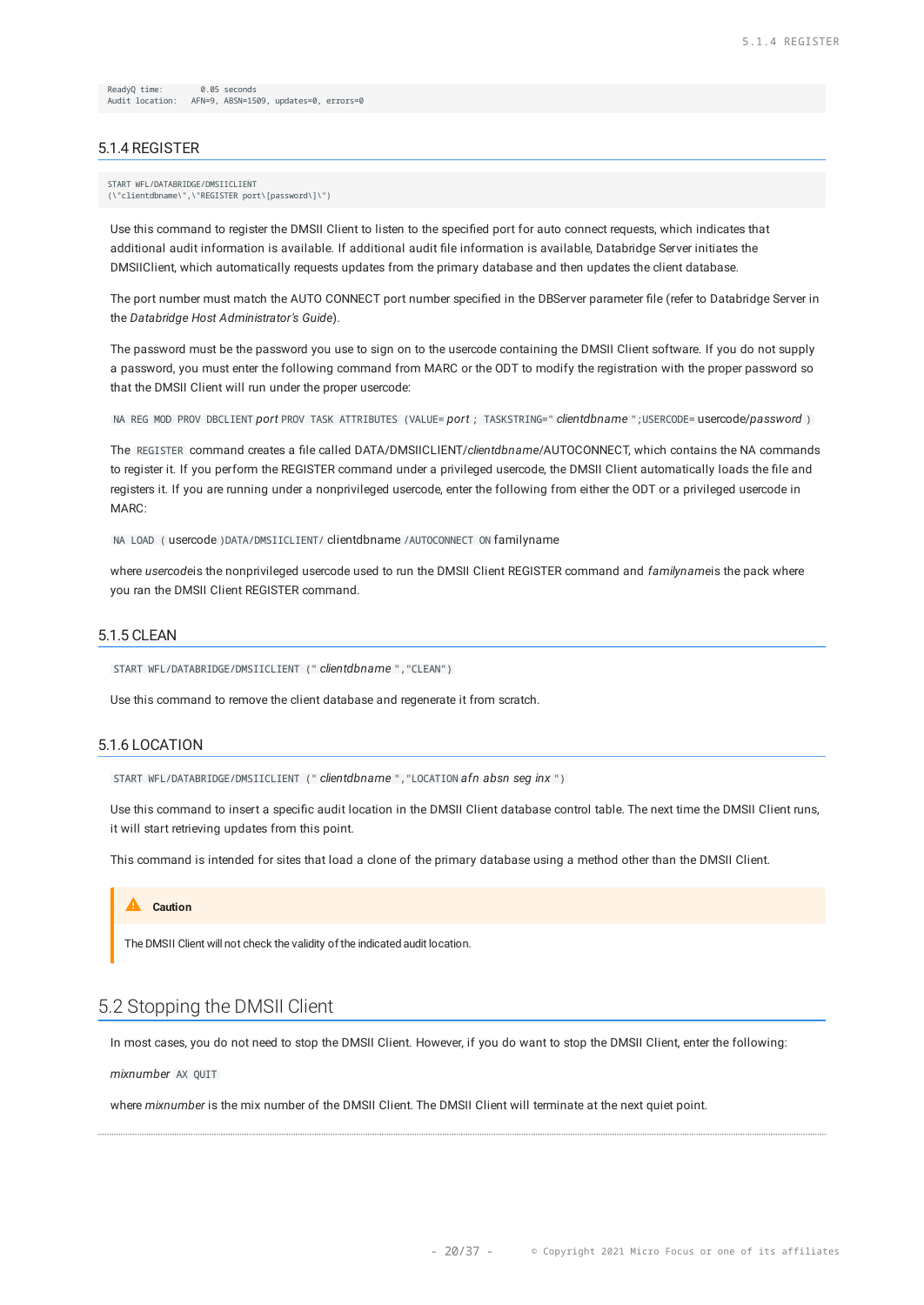```
ReadyQ time:       0.05 seconds
Audit location:   AFN=9, ABSN=1509, updates=0, errors=0
```

### 5.1.4 REGISTER

```
START WFL/DATABRIDGE/DMSIICLIENT
(\"clientdbname\",\"REGISTER port\[password\]\")
```

Use this command to register the DMSII Client to listen to the specified port for auto connect requests, which indicates that additional audit information is available. If additional audit file information is available, Databridge Server initiates the DMSIIClient, which automatically requests updates from the primary database and then updates the client database.

The port number must match the AUTO CONNECT port number specified in the DBServer parameter file (refer to Databridge Server in the *Databridge Host Administrator's Guide*).

The password must be the password you use to sign on to the usercode containing the DMSII Client software. If you do not supply a password, you must enter the following command from MARC or the ODT to modify the registration with the proper password so that the DMSII Client will run under the proper usercode:

`NA REG MOD PROV DBCLIENT` *port* `PROV TASK ATTRIBUTES (VALUE=` *port* `; TASKSTRING="` *clientdbname* `";USERCODE=` usercode/*password* `)`

The `REGISTER` command creates a file called DATA/DMSIICLIENT/*clientdbname*/AUTOCONNECT, which contains the NA commands to register it. If you perform the REGISTER command under a privileged usercode, the DMSII Client automatically loads the file and registers it. If you are running under a nonprivileged usercode, enter the following from either the ODT or a privileged usercode in MARC:

`NA LOAD (` usercode `)DATA/DMSIICLIENT/` clientdbname `/AUTOCONNECT ON` familyname

where *usercode*is the nonprivileged usercode used to run the DMSII Client REGISTER command and *familyname*is the pack where you ran the DMSII Client REGISTER command.

### 5.1.5 CLEAN

`START WFL/DATABRIDGE/DMSIICLIENT ("` *clientdbname* `","CLEAN")`

Use this command to remove the client database and regenerate it from scratch.

### 5.1.6 LOCATION

`START WFL/DATABRIDGE/DMSIICLIENT ("` *clientdbname* `","LOCATION` *afn absn seg inx* `")`

Use this command to insert a specific audit location in the DMSII Client database control table. The next time the DMSII Client runs, it will start retrieving updates from this point.

This command is intended for sites that load a clone of the primary database using a method other than the DMSII Client.

> **Caution**
>
> The DMSII Client will not check the validity of the indicated audit location.

## 5.2 Stopping the DMSII Client

In most cases, you do not need to stop the DMSII Client. However, if you do want to stop the DMSII Client, enter the following:

*mixnumber* `AX QUIT`

where *mixnumber* is the mix number of the DMSII Client. The DMSII Client will terminate at the next quiet point.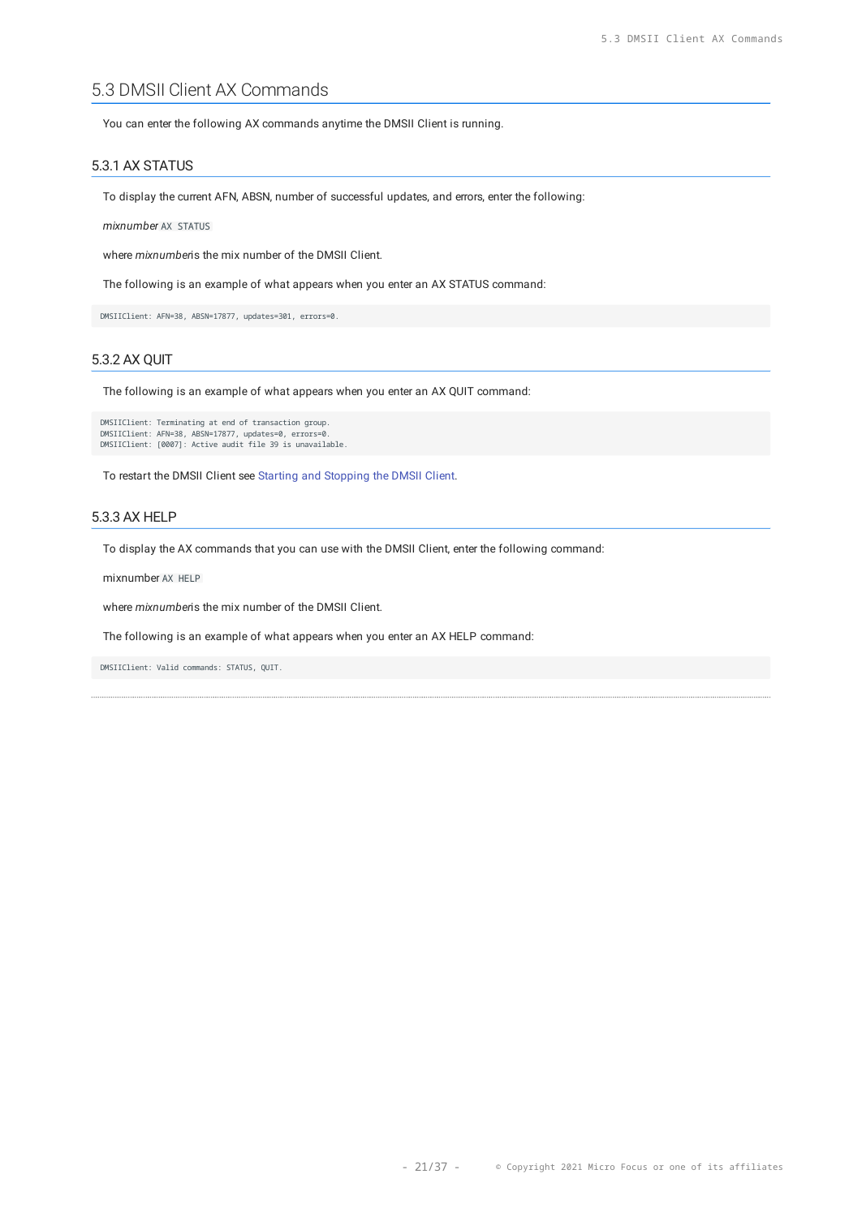## 5.3 DMSII Client AX Commands

You can enter the following AX commands anytime the DMSII Client is running.

### 5.3.1 AX STATUS

To display the current AFN, ABSN, number of successful updates, and errors, enter the following:

*mixnumber* `AX STATUS`

where *mixnumber*is the mix number of the DMSII Client.

The following is an example of what appears when you enter an AX STATUS command:

```
DMSIIClient: AFN=38, ABSN=17877, updates=301, errors=0.
```

### 5.3.2 AX QUIT

The following is an example of what appears when you enter an AX QUIT command:

```
DMSIIClient: Terminating at end of transaction group.
DMSIIClient: AFN=38, ABSN=17877, updates=0, errors=0.
DMSIIClient: [0007]: Active audit file 39 is unavailable.
```

To restart the DMSII Client see Starting and Stopping the DMSII Client.

### 5.3.3 AX HELP

To display the AX commands that you can use with the DMSII Client, enter the following command:

mixnumber `AX HELP`

where *mixnumber*is the mix number of the DMSII Client.

The following is an example of what appears when you enter an AX HELP command:

```
DMSIIClient: Valid commands: STATUS, QUIT.
```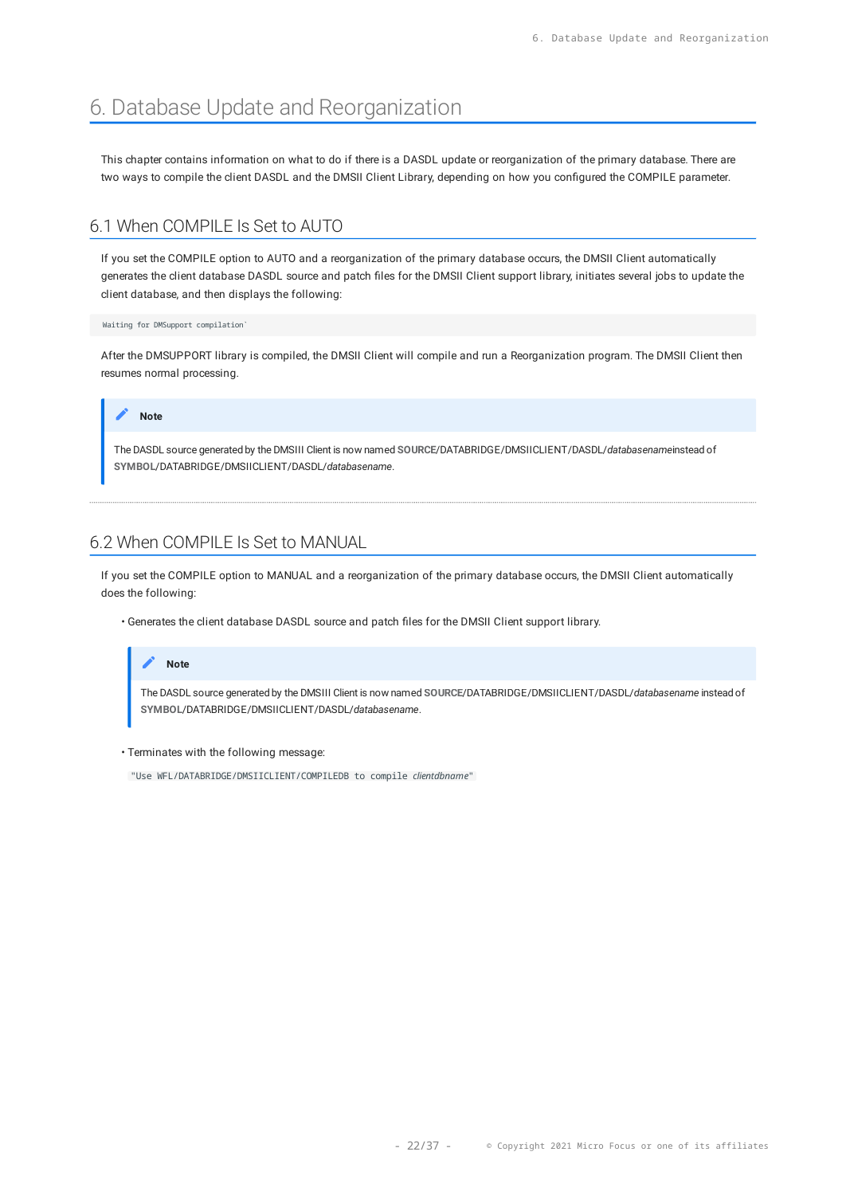# 6. Database Update and Reorganization

This chapter contains information on what to do if there is a DASDL update or reorganization of the primary database. There are two ways to compile the client DASDL and the DMSII Client Library, depending on how you configured the COMPILE parameter.

## 6.1 When COMPILE Is Set to AUTO

If you set the COMPILE option to AUTO and a reorganization of the primary database occurs, the DMSII Client automatically generates the client database DASDL source and patch files for the DMSII Client support library, initiates several jobs to update the client database, and then displays the following:

```
Waiting for DMSupport compilation`
```

After the DMSUPPORT library is compiled, the DMSII Client will compile and run a Reorganization program. The DMSII Client then resumes normal processing.

> **Note**
>
> The DASDL source generated by the DMSIII Client is now named **SOURCE**/DATABRIDGE/DMSIICLIENT/DASDL/*databasename*instead of **SYMBOL**/DATABRIDGE/DMSIICLIENT/DASDL/*databasename*.

## 6.2 When COMPILE Is Set to MANUAL

If you set the COMPILE option to MANUAL and a reorganization of the primary database occurs, the DMSII Client automatically does the following:

- Generates the client database DASDL source and patch files for the DMSII Client support library.

> **Note**
>
> The DASDL source generated by the DMSIII Client is now named **SOURCE**/DATABRIDGE/DMSIICLIENT/DASDL/*databasename* instead of **SYMBOL**/DATABRIDGE/DMSIICLIENT/DASDL/*databasename*.

- Terminates with the following message:

```
"Use WFL/DATABRIDGE/DMSIICLIENT/COMPILEDB to compile clientdbname"
```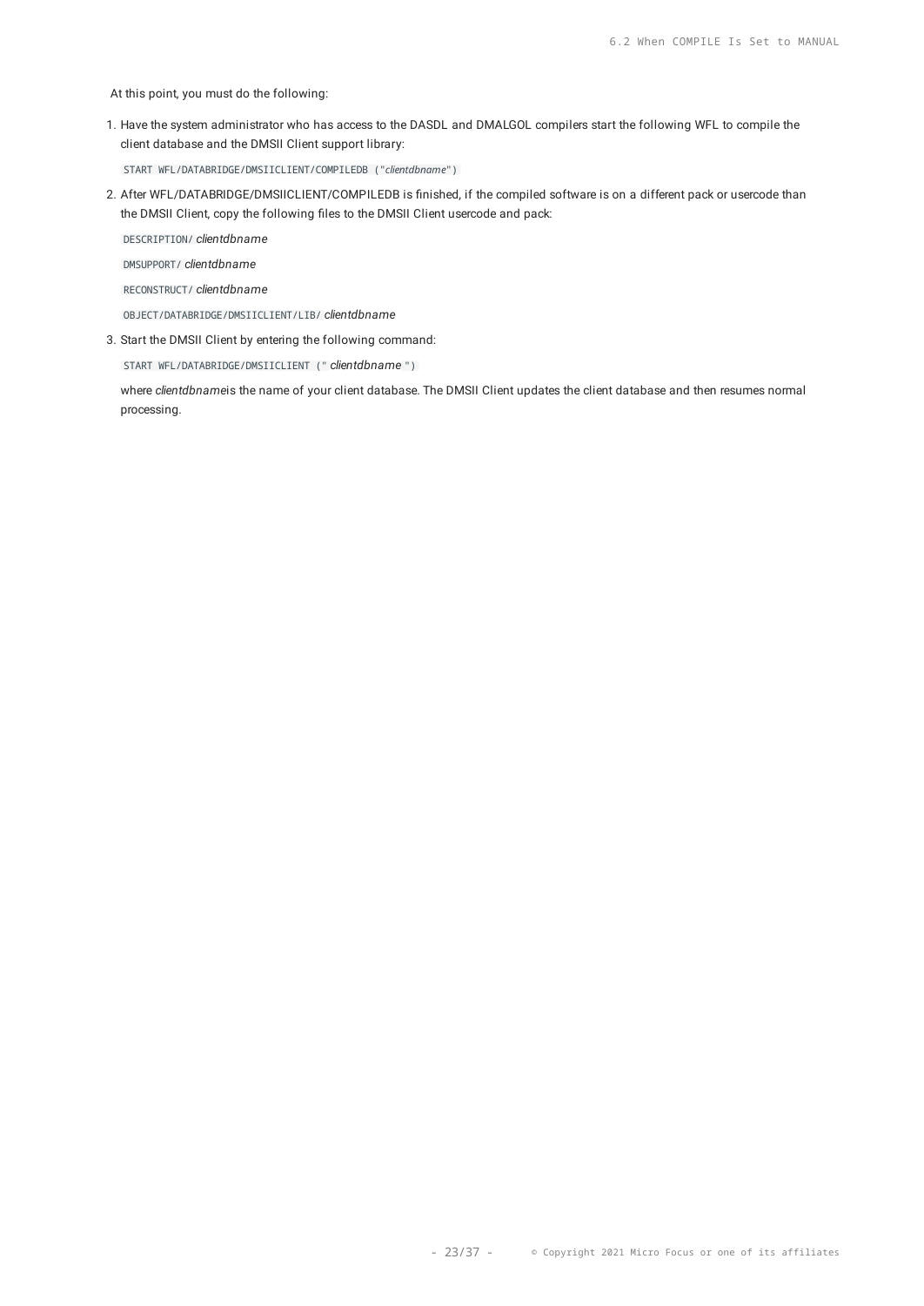At this point, you must do the following:

1. Have the system administrator who has access to the DASDL and DMALGOL compilers start the following WFL to compile the client database and the DMSII Client support library:

   `START WFL/DATABRIDGE/DMSIICLIENT/COMPILEDB ("`*clientdbname*`")`

2. After WFL/DATABRIDGE/DMSIICLIENT/COMPILEDB is finished, if the compiled software is on a different pack or usercode than the DMSII Client, copy the following files to the DMSII Client usercode and pack:

   `DESCRIPTION/` *clientdbname*

   `DMSUPPORT/` *clientdbname*

   `RECONSTRUCT/` *clientdbname*

   `OBJECT/DATABRIDGE/DMSIICLIENT/LIB/` *clientdbname*

3. Start the DMSII Client by entering the following command:

   `START WFL/DATABRIDGE/DMSIICLIENT ("` *clientdbname* `")`

   where *clientdbname*is the name of your client database. The DMSII Client updates the client database and then resumes normal processing.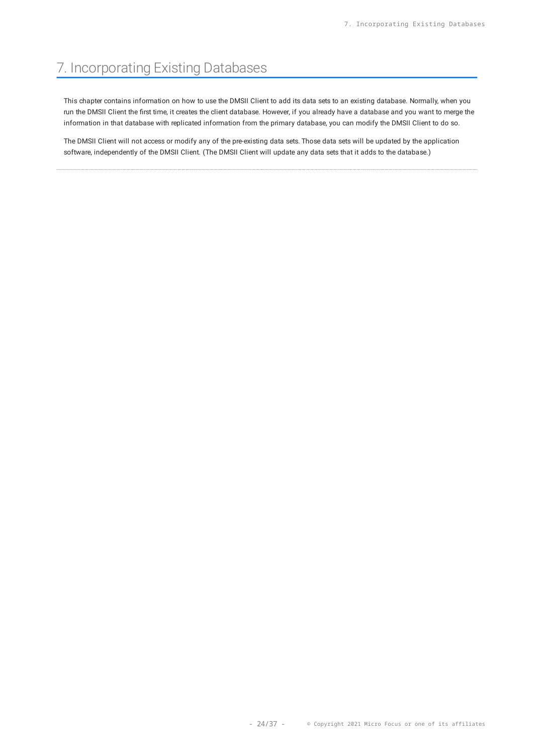# 7. Incorporating Existing Databases

This chapter contains information on how to use the DMSII Client to add its data sets to an existing database. Normally, when you run the DMSII Client the first time, it creates the client database. However, if you already have a database and you want to merge the information in that database with replicated information from the primary database, you can modify the DMSII Client to do so.

The DMSII Client will not access or modify any of the pre-existing data sets. Those data sets will be updated by the application software, independently of the DMSII Client. (The DMSII Client will update any data sets that it adds to the database.)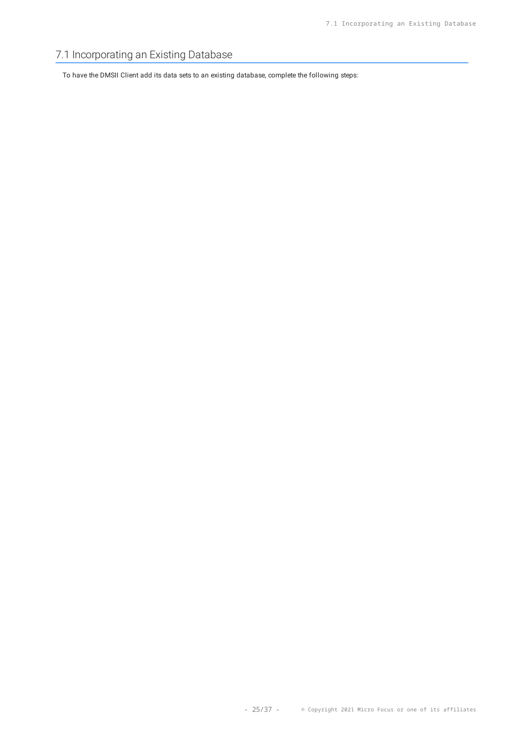## 7.1 Incorporating an Existing Database

To have the DMSII Client add its data sets to an existing database, complete the following steps: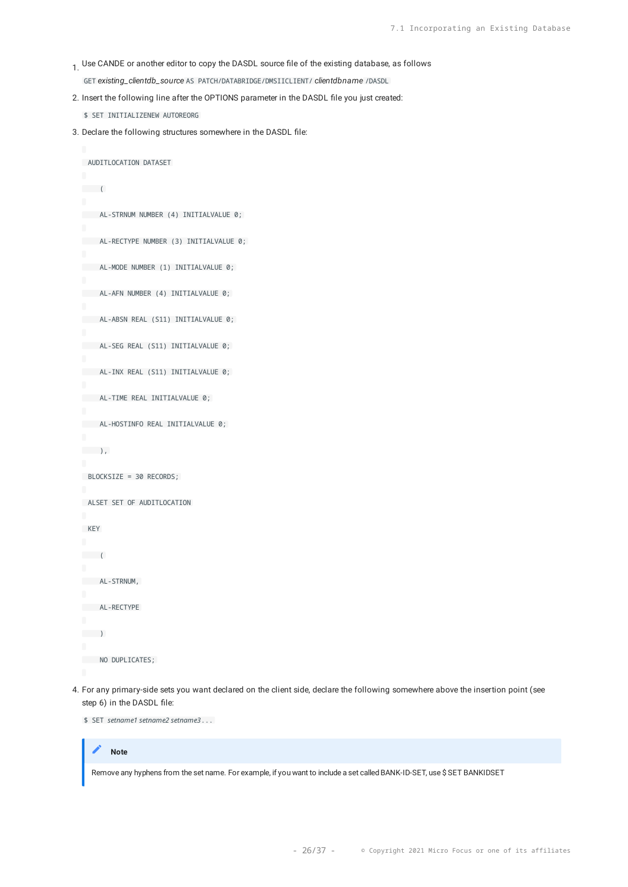1. Use CANDE or another editor to copy the DASDL source file of the existing database, as follows

   `GET` *existing_clientdb_source* `AS PATCH/DATABRIDGE/DMSIICLIENT/` *clientdbname* `/DASDL`

2. Insert the following line after the OPTIONS parameter in the DASDL file you just created:

   ```
   $ SET INITIALIZENEW AUTOREORG
   ```

3. Declare the following structures somewhere in the DASDL file:

   ```
   AUDITLOCATION DATASET
     (
     AL-STRNUM NUMBER (4) INITIALVALUE 0;
     AL-RECTYPE NUMBER (3) INITIALVALUE 0;
     AL-MODE NUMBER (1) INITIALVALUE 0;
     AL-AFN NUMBER (4) INITIALVALUE 0;
     AL-ABSN REAL (S11) INITIALVALUE 0;
     AL-SEG REAL (S11) INITIALVALUE 0;
     AL-INX REAL (S11) INITIALVALUE 0;
     AL-TIME REAL INITIALVALUE 0;
     AL-HOSTINFO REAL INITIALVALUE 0;
     ),
   BLOCKSIZE = 30 RECORDS;
   ALSET SET OF AUDITLOCATION
   KEY
     (
     AL-STRNUM,
     AL-RECTYPE
     )
     NO DUPLICATES;
   ```

4. For any primary-side sets you want declared on the client side, declare the following somewhere above the insertion point (see step 6) in the DASDL file:

   `$ SET` *setname1 setname2 setname3* `. . .`

> **Note**
>
> Remove any hyphens from the set name. For example, if you want to include a set called BANK-ID-SET, use $ SET BANKIDSET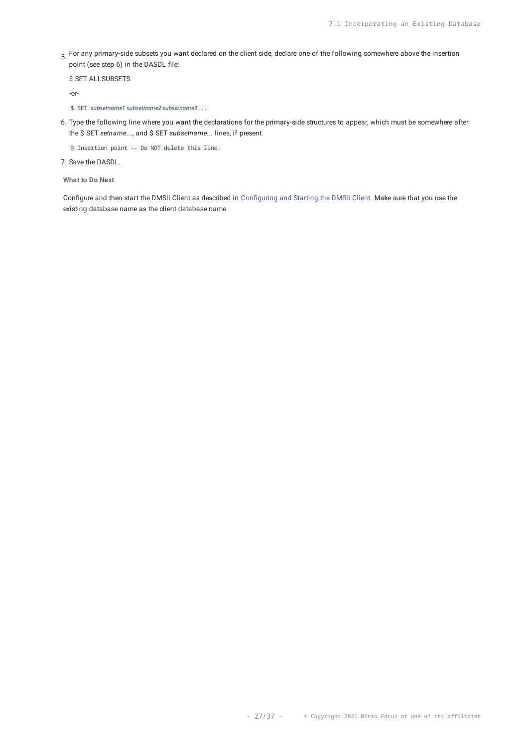5. For any primary-side subsets you want declared on the client side, declare one of the following somewhere above the insertion point (see step 6) in the DASDL file:

   $ SET ALLSUBSETS

   -or-

   `$ SET` *`subsetname1 subsetname2 subsetname3`* `. . .`

6. Type the following line where you want the declarations for the primary-side structures to appear, which must be somewhere after the $ SET *setname*..., and $ SET *subsetname*... lines, if present.

   ```
   @ Insertion point -- Do NOT delete this line.
   ```

7. Save the DASDL.

**What to Do Next**

Configure and then start the DMSII Client as described in Configuring and Starting the DMSII Client. Make sure that you use the existing database name as the client database name.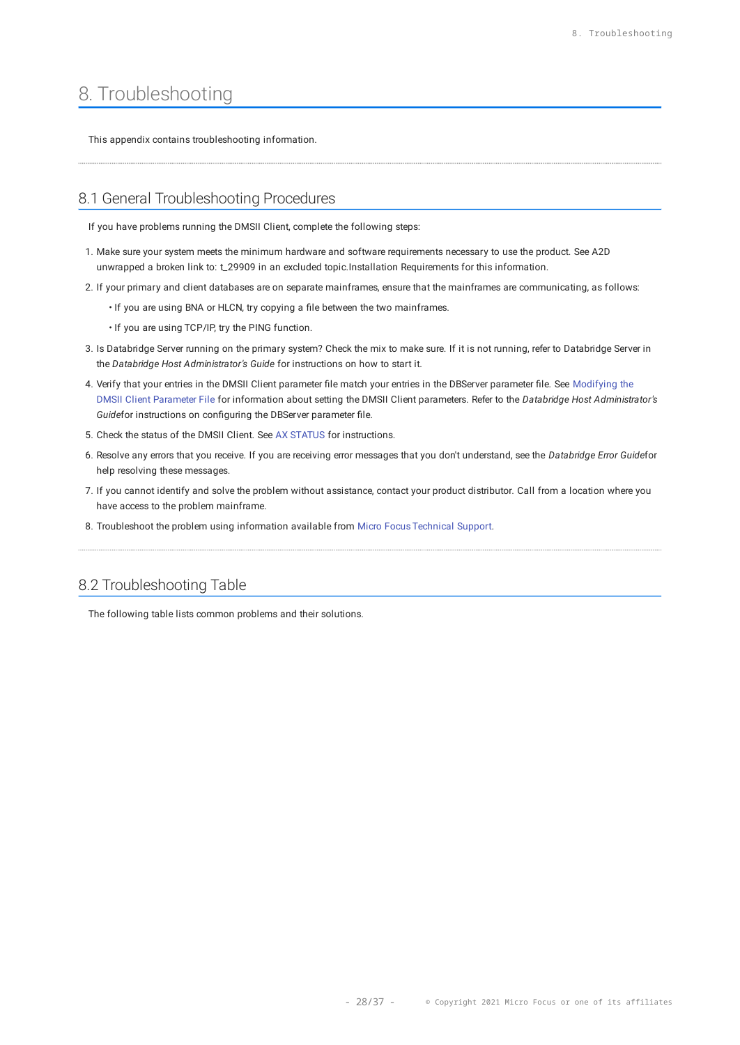# 8. Troubleshooting

This appendix contains troubleshooting information.

## 8.1 General Troubleshooting Procedures

If you have problems running the DMSII Client, complete the following steps:

1. Make sure your system meets the minimum hardware and software requirements necessary to use the product. See A2D unwrapped a broken link to: t_29909 in an excluded topic.Installation Requirements for this information.
2. If your primary and client databases are on separate mainframes, ensure that the mainframes are communicating, as follows:
   - If you are using BNA or HLCN, try copying a file between the two mainframes.
   - If you are using TCP/IP, try the PING function.
3. Is Databridge Server running on the primary system? Check the mix to make sure. If it is not running, refer to Databridge Server in the *Databridge Host Administrator's Guide* for instructions on how to start it.
4. Verify that your entries in the DMSII Client parameter file match your entries in the DBServer parameter file. See Modifying the DMSII Client Parameter File for information about setting the DMSII Client parameters. Refer to the *Databridge Host Administrator's Guide*for instructions on configuring the DBServer parameter file.
5. Check the status of the DMSII Client. See AX STATUS for instructions.
6. Resolve any errors that you receive. If you are receiving error messages that you don't understand, see the *Databridge Error Guide*for help resolving these messages.
7. If you cannot identify and solve the problem without assistance, contact your product distributor. Call from a location where you have access to the problem mainframe.
8. Troubleshoot the problem using information available from Micro Focus Technical Support.

## 8.2 Troubleshooting Table

The following table lists common problems and their solutions.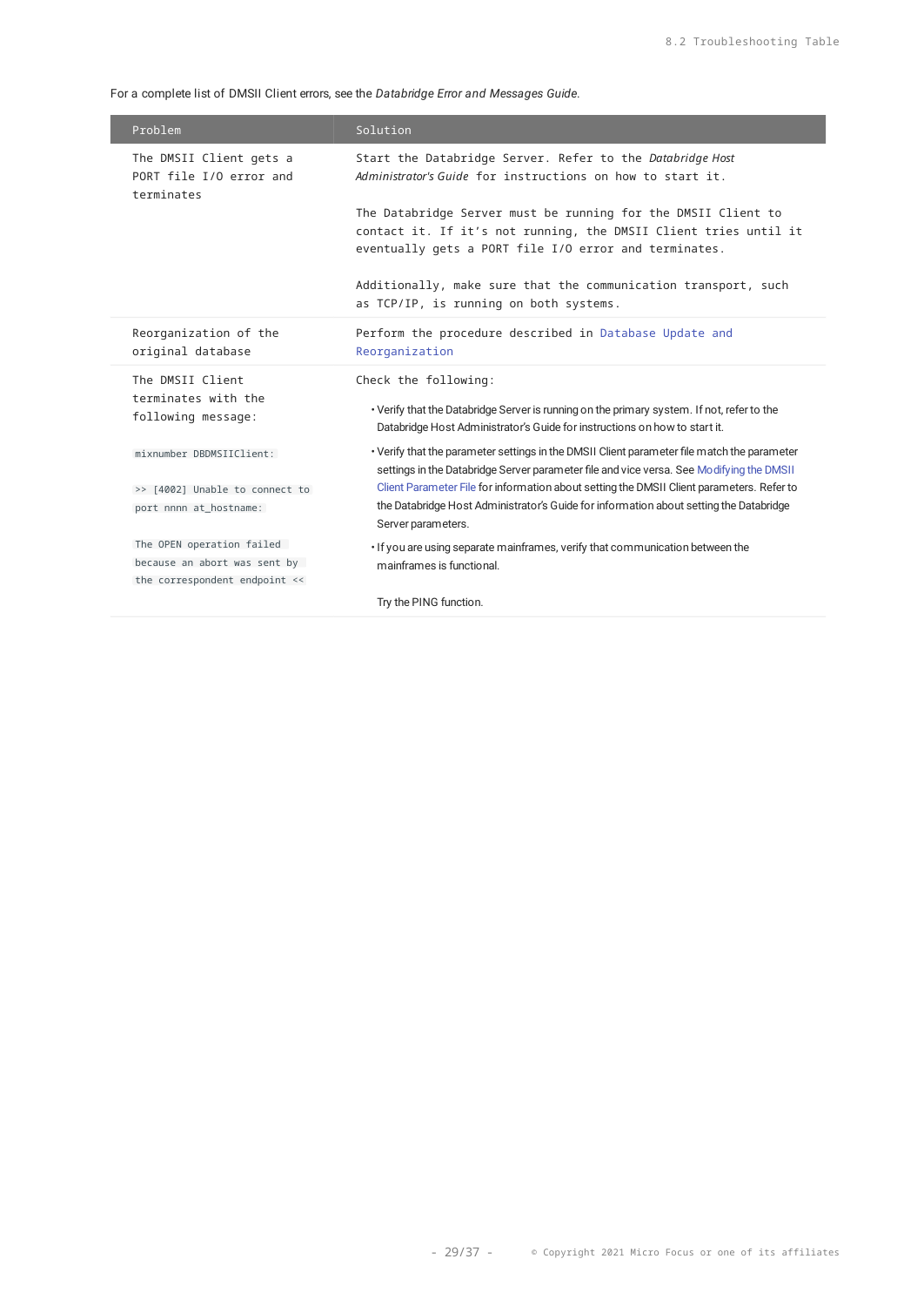For a complete list of DMSII Client errors, see the *Databridge Error and Messages Guide*.

| Problem | Solution |
| --- | --- |
| The DMSII Client gets a PORT file I/O error and terminates | Start the Databridge Server. Refer to the *Databridge Host Administrator's Guide* for instructions on how to start it.<br><br>The Databridge Server must be running for the DMSII Client to contact it. If it's not running, the DMSII Client tries until it eventually gets a PORT file I/O error and terminates.<br><br>Additionally, make sure that the communication transport, such as TCP/IP, is running on both systems. |
| Reorganization of the original database | Perform the procedure described in Database Update and Reorganization |
| The DMSII Client terminates with the following message:<br><br>`mixnumber DBDMSIIClient:`<br><br>`>> [4002] Unable to connect to port nnnn at_hostname:`<br><br>`The OPEN operation failed because an abort was sent by the correspondent endpoint <<` | Check the following:<br><br>• Verify that the Databridge Server is running on the primary system. If not, refer to the Databridge Host Administrator's Guide for instructions on how to start it.<br><br>• Verify that the parameter settings in the DMSII Client parameter file match the parameter settings in the Databridge Server parameter file and vice versa. See Modifying the DMSII Client Parameter File for information about setting the DMSII Client parameters. Refer to the Databridge Host Administrator's Guide for information about setting the Databridge Server parameters.<br><br>• If you are using separate mainframes, verify that communication between the mainframes is functional.<br><br>Try the PING function. |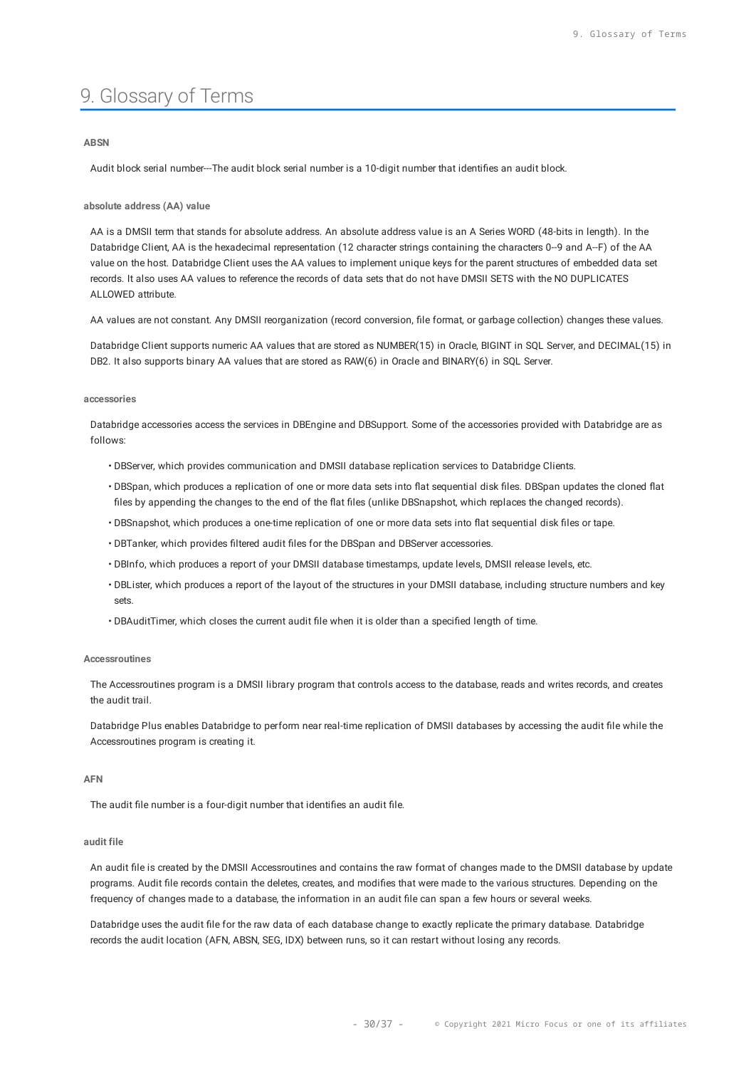# 9. Glossary of Terms

#### ABSN

Audit block serial number---The audit block serial number is a 10-digit number that identifies an audit block.

#### absolute address (AA) value

AA is a DMSII term that stands for absolute address. An absolute address value is an A Series WORD (48-bits in length). In the Databridge Client, AA is the hexadecimal representation (12 character strings containing the characters 0--9 and A--F) of the AA value on the host. Databridge Client uses the AA values to implement unique keys for the parent structures of embedded data set records. It also uses AA values to reference the records of data sets that do not have DMSII SETS with the NO DUPLICATES ALLOWED attribute.

AA values are not constant. Any DMSII reorganization (record conversion, file format, or garbage collection) changes these values.

Databridge Client supports numeric AA values that are stored as NUMBER(15) in Oracle, BIGINT in SQL Server, and DECIMAL(15) in DB2. It also supports binary AA values that are stored as RAW(6) in Oracle and BINARY(6) in SQL Server.

#### accessories

Databridge accessories access the services in DBEngine and DBSupport. Some of the accessories provided with Databridge are as follows:

- DBServer, which provides communication and DMSII database replication services to Databridge Clients.
- DBSpan, which produces a replication of one or more data sets into flat sequential disk files. DBSpan updates the cloned flat files by appending the changes to the end of the flat files (unlike DBSnapshot, which replaces the changed records).
- DBSnapshot, which produces a one-time replication of one or more data sets into flat sequential disk files or tape.
- DBTanker, which provides filtered audit files for the DBSpan and DBServer accessories.
- DBInfo, which produces a report of your DMSII database timestamps, update levels, DMSII release levels, etc.
- DBLister, which produces a report of the layout of the structures in your DMSII database, including structure numbers and key sets.
- DBAuditTimer, which closes the current audit file when it is older than a specified length of time.

#### Accessroutines

The Accessroutines program is a DMSII library program that controls access to the database, reads and writes records, and creates the audit trail.

Databridge Plus enables Databridge to perform near real-time replication of DMSII databases by accessing the audit file while the Accessroutines program is creating it.

#### AFN

The audit file number is a four-digit number that identifies an audit file.

#### audit file

An audit file is created by the DMSII Accessroutines and contains the raw format of changes made to the DMSII database by update programs. Audit file records contain the deletes, creates, and modifies that were made to the various structures. Depending on the frequency of changes made to a database, the information in an audit file can span a few hours or several weeks.

Databridge uses the audit file for the raw data of each database change to exactly replicate the primary database. Databridge records the audit location (AFN, ABSN, SEG, IDX) between runs, so it can restart without losing any records.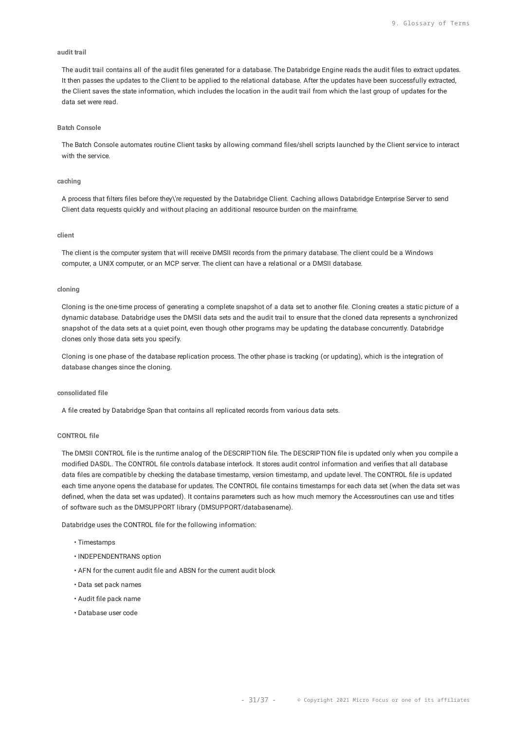#### audit trail

The audit trail contains all of the audit files generated for a database. The Databridge Engine reads the audit files to extract updates. It then passes the updates to the Client to be applied to the relational database. After the updates have been successfully extracted, the Client saves the state information, which includes the location in the audit trail from which the last group of updates for the data set were read.

#### Batch Console

The Batch Console automates routine Client tasks by allowing command files/shell scripts launched by the Client service to interact with the service.

#### caching

A process that filters files before they\'re requested by the Databridge Client. Caching allows Databridge Enterprise Server to send Client data requests quickly and without placing an additional resource burden on the mainframe.

#### client

The client is the computer system that will receive DMSII records from the primary database. The client could be a Windows computer, a UNIX computer, or an MCP server. The client can have a relational or a DMSII database.

#### cloning

Cloning is the one-time process of generating a complete snapshot of a data set to another file. Cloning creates a static picture of a dynamic database. Databridge uses the DMSII data sets and the audit trail to ensure that the cloned data represents a synchronized snapshot of the data sets at a quiet point, even though other programs may be updating the database concurrently. Databridge clones only those data sets you specify.

Cloning is one phase of the database replication process. The other phase is tracking (or updating), which is the integration of database changes since the cloning.

#### consolidated file

A file created by Databridge Span that contains all replicated records from various data sets.

#### CONTROL file

The DMSII CONTROL file is the runtime analog of the DESCRIPTION file. The DESCRIPTION file is updated only when you compile a modified DASDL. The CONTROL file controls database interlock. It stores audit control information and verifies that all database data files are compatible by checking the database timestamp, version timestamp, and update level. The CONTROL file is updated each time anyone opens the database for updates. The CONTROL file contains timestamps for each data set (when the data set was defined, when the data set was updated). It contains parameters such as how much memory the Accessroutines can use and titles of software such as the DMSUPPORT library (DMSUPPORT/databasename).

Databridge uses the CONTROL file for the following information:

- Timestamps
- INDEPENDENTRANS option
- AFN for the current audit file and ABSN for the current audit block
- Data set pack names
- Audit file pack name
- Database user code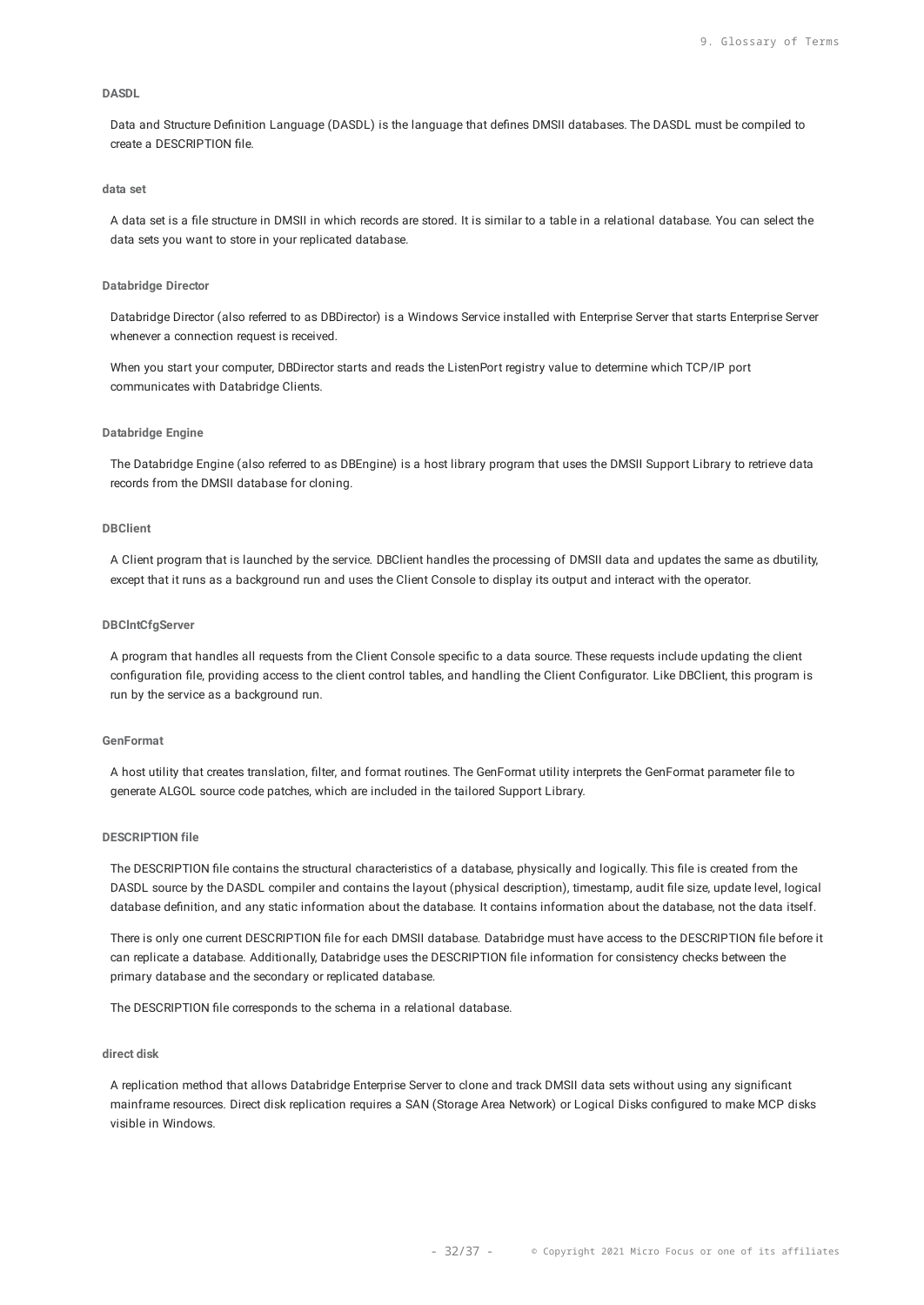#### DASDL

Data and Structure Definition Language (DASDL) is the language that defines DMSII databases. The DASDL must be compiled to create a DESCRIPTION file.

#### data set

A data set is a file structure in DMSII in which records are stored. It is similar to a table in a relational database. You can select the data sets you want to store in your replicated database.

#### Databridge Director

Databridge Director (also referred to as DBDirector) is a Windows Service installed with Enterprise Server that starts Enterprise Server whenever a connection request is received.

When you start your computer, DBDirector starts and reads the ListenPort registry value to determine which TCP/IP port communicates with Databridge Clients.

#### Databridge Engine

The Databridge Engine (also referred to as DBEngine) is a host library program that uses the DMSII Support Library to retrieve data records from the DMSII database for cloning.

#### DBClient

A Client program that is launched by the service. DBClient handles the processing of DMSII data and updates the same as dbutility, except that it runs as a background run and uses the Client Console to display its output and interact with the operator.

#### DBClntCfgServer

A program that handles all requests from the Client Console specific to a data source. These requests include updating the client configuration file, providing access to the client control tables, and handling the Client Configurator. Like DBClient, this program is run by the service as a background run.

#### GenFormat

A host utility that creates translation, filter, and format routines. The GenFormat utility interprets the GenFormat parameter file to generate ALGOL source code patches, which are included in the tailored Support Library.

#### DESCRIPTION file

The DESCRIPTION file contains the structural characteristics of a database, physically and logically. This file is created from the DASDL source by the DASDL compiler and contains the layout (physical description), timestamp, audit file size, update level, logical database definition, and any static information about the database. It contains information about the database, not the data itself.

There is only one current DESCRIPTION file for each DMSII database. Databridge must have access to the DESCRIPTION file before it can replicate a database. Additionally, Databridge uses the DESCRIPTION file information for consistency checks between the primary database and the secondary or replicated database.

The DESCRIPTION file corresponds to the schema in a relational database.

#### direct disk

A replication method that allows Databridge Enterprise Server to clone and track DMSII data sets without using any significant mainframe resources. Direct disk replication requires a SAN (Storage Area Network) or Logical Disks configured to make MCP disks visible in Windows.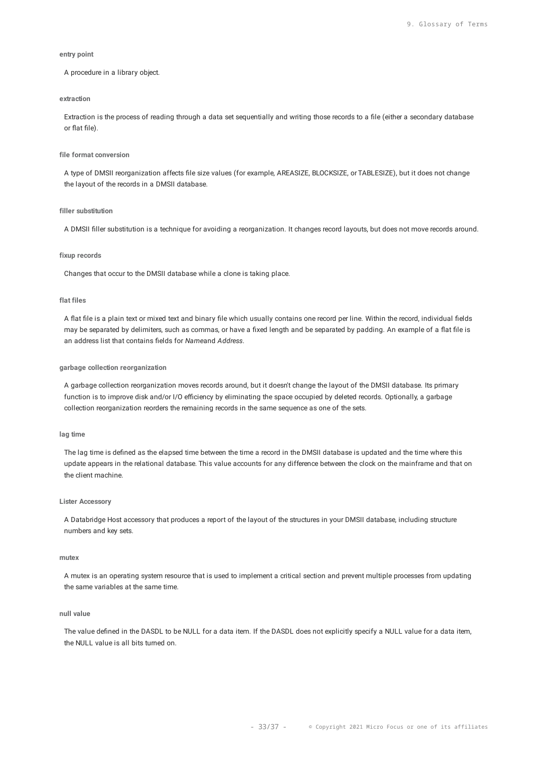**entry point**

A procedure in a library object.

**extraction**

Extraction is the process of reading through a data set sequentially and writing those records to a file (either a secondary database or flat file).

**file format conversion**

A type of DMSII reorganization affects file size values (for example, AREASIZE, BLOCKSIZE, or TABLESIZE), but it does not change the layout of the records in a DMSII database.

**filler substitution**

A DMSII filler substitution is a technique for avoiding a reorganization. It changes record layouts, but does not move records around.

**fixup records**

Changes that occur to the DMSII database while a clone is taking place.

**flat files**

A flat file is a plain text or mixed text and binary file which usually contains one record per line. Within the record, individual fields may be separated by delimiters, such as commas, or have a fixed length and be separated by padding. An example of a flat file is an address list that contains fields for *Name*and *Address*.

**garbage collection reorganization**

A garbage collection reorganization moves records around, but it doesn't change the layout of the DMSII database. Its primary function is to improve disk and/or I/O efficiency by eliminating the space occupied by deleted records. Optionally, a garbage collection reorganization reorders the remaining records in the same sequence as one of the sets.

**lag time**

The lag time is defined as the elapsed time between the time a record in the DMSII database is updated and the time where this update appears in the relational database. This value accounts for any difference between the clock on the mainframe and that on the client machine.

**Lister Accessory**

A Databridge Host accessory that produces a report of the layout of the structures in your DMSII database, including structure numbers and key sets.

**mutex**

A mutex is an operating system resource that is used to implement a critical section and prevent multiple processes from updating the same variables at the same time.

**null value**

The value defined in the DASDL to be NULL for a data item. If the DASDL does not explicitly specify a NULL value for a data item, the NULL value is all bits turned on.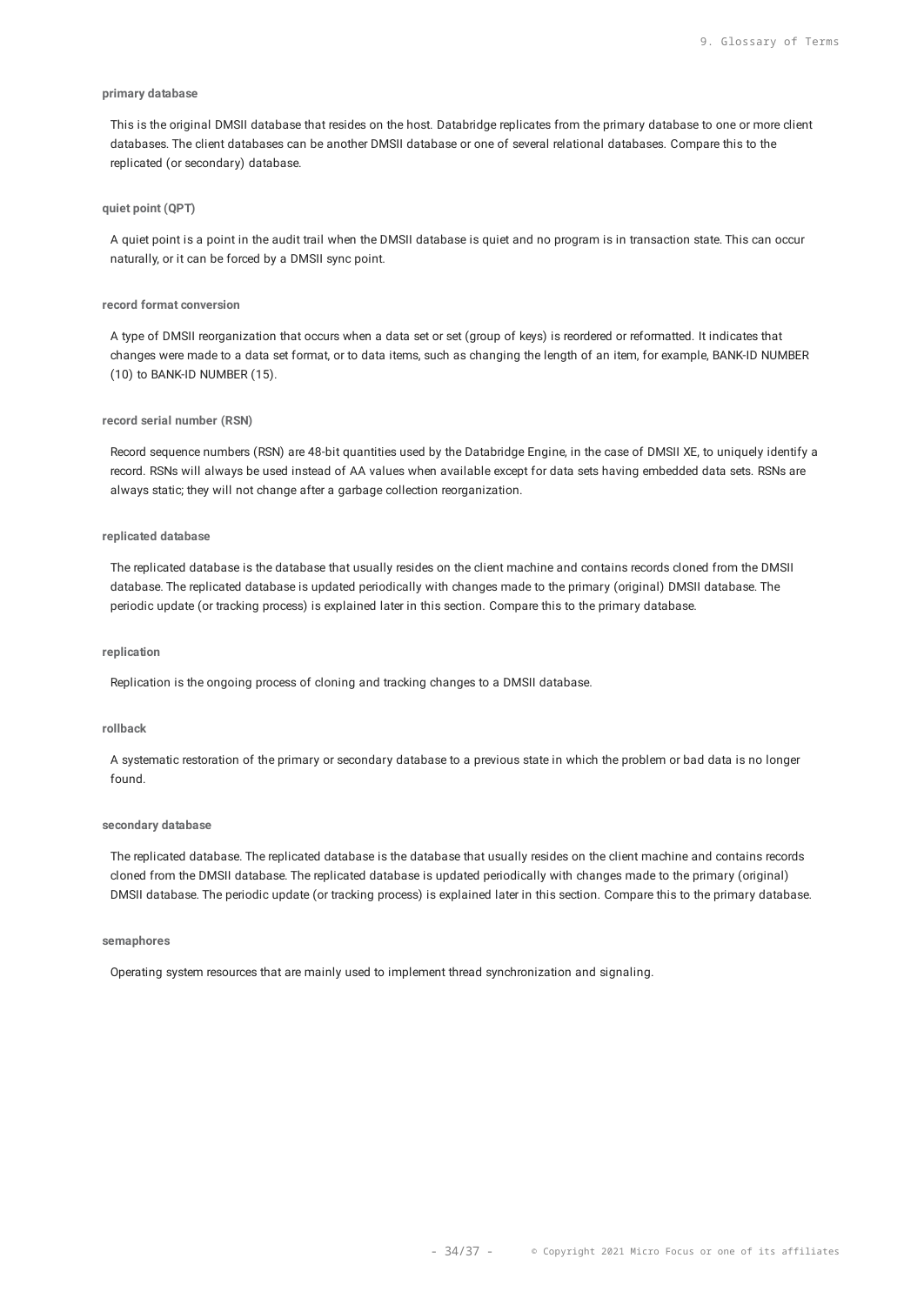#### primary database

This is the original DMSII database that resides on the host. Databridge replicates from the primary database to one or more client databases. The client databases can be another DMSII database or one of several relational databases. Compare this to the replicated (or secondary) database.

#### quiet point (QPT)

A quiet point is a point in the audit trail when the DMSII database is quiet and no program is in transaction state. This can occur naturally, or it can be forced by a DMSII sync point.

#### record format conversion

A type of DMSII reorganization that occurs when a data set or set (group of keys) is reordered or reformatted. It indicates that changes were made to a data set format, or to data items, such as changing the length of an item, for example, BANK-ID NUMBER (10) to BANK-ID NUMBER (15).

#### record serial number (RSN)

Record sequence numbers (RSN) are 48-bit quantities used by the Databridge Engine, in the case of DMSII XE, to uniquely identify a record. RSNs will always be used instead of AA values when available except for data sets having embedded data sets. RSNs are always static; they will not change after a garbage collection reorganization.

#### replicated database

The replicated database is the database that usually resides on the client machine and contains records cloned from the DMSII database. The replicated database is updated periodically with changes made to the primary (original) DMSII database. The periodic update (or tracking process) is explained later in this section. Compare this to the primary database.

#### replication

Replication is the ongoing process of cloning and tracking changes to a DMSII database.

#### rollback

A systematic restoration of the primary or secondary database to a previous state in which the problem or bad data is no longer found.

#### secondary database

The replicated database. The replicated database is the database that usually resides on the client machine and contains records cloned from the DMSII database. The replicated database is updated periodically with changes made to the primary (original) DMSII database. The periodic update (or tracking process) is explained later in this section. Compare this to the primary database.

#### semaphores

Operating system resources that are mainly used to implement thread synchronization and signaling.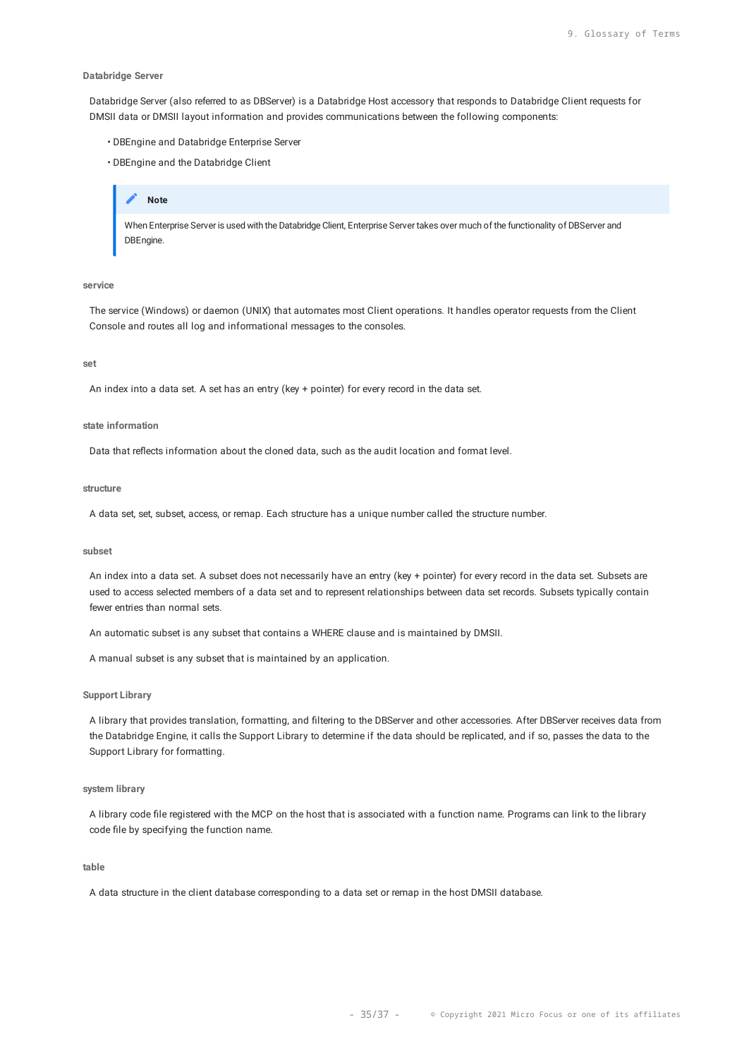#### Databridge Server

Databridge Server (also referred to as DBServer) is a Databridge Host accessory that responds to Databridge Client requests for DMSII data or DMSII layout information and provides communications between the following components:

- DBEngine and Databridge Enterprise Server
- DBEngine and the Databridge Client

> **Note**
>
> When Enterprise Server is used with the Databridge Client, Enterprise Server takes over much of the functionality of DBServer and DBEngine.

#### service

The service (Windows) or daemon (UNIX) that automates most Client operations. It handles operator requests from the Client Console and routes all log and informational messages to the consoles.

#### set

An index into a data set. A set has an entry (key + pointer) for every record in the data set.

#### state information

Data that reflects information about the cloned data, such as the audit location and format level.

#### structure

A data set, set, subset, access, or remap. Each structure has a unique number called the structure number.

#### subset

An index into a data set. A subset does not necessarily have an entry (key + pointer) for every record in the data set. Subsets are used to access selected members of a data set and to represent relationships between data set records. Subsets typically contain fewer entries than normal sets.

An automatic subset is any subset that contains a WHERE clause and is maintained by DMSII.

A manual subset is any subset that is maintained by an application.

#### Support Library

A library that provides translation, formatting, and filtering to the DBServer and other accessories. After DBServer receives data from the Databridge Engine, it calls the Support Library to determine if the data should be replicated, and if so, passes the data to the Support Library for formatting.

#### system library

A library code file registered with the MCP on the host that is associated with a function name. Programs can link to the library code file by specifying the function name.

#### table

A data structure in the client database corresponding to a data set or remap in the host DMSII database.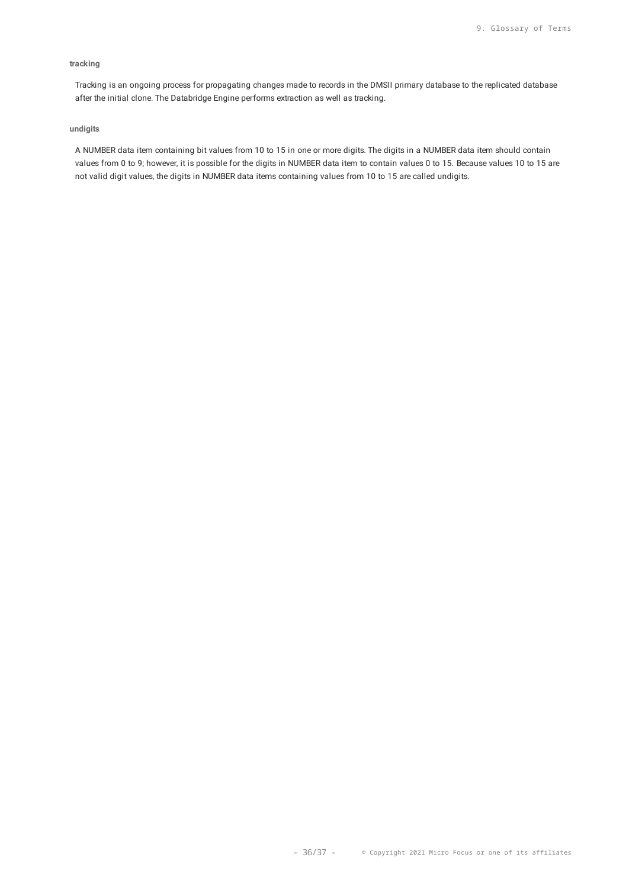**tracking**

Tracking is an ongoing process for propagating changes made to records in the DMSII primary database to the replicated database after the initial clone. The Databridge Engine performs extraction as well as tracking.

**undigits**

A NUMBER data item containing bit values from 10 to 15 in one or more digits. The digits in a NUMBER data item should contain values from 0 to 9; however, it is possible for the digits in NUMBER data item to contain values 0 to 15. Because values 10 to 15 are not valid digit values, the digits in NUMBER data items containing values from 10 to 15 are called undigits.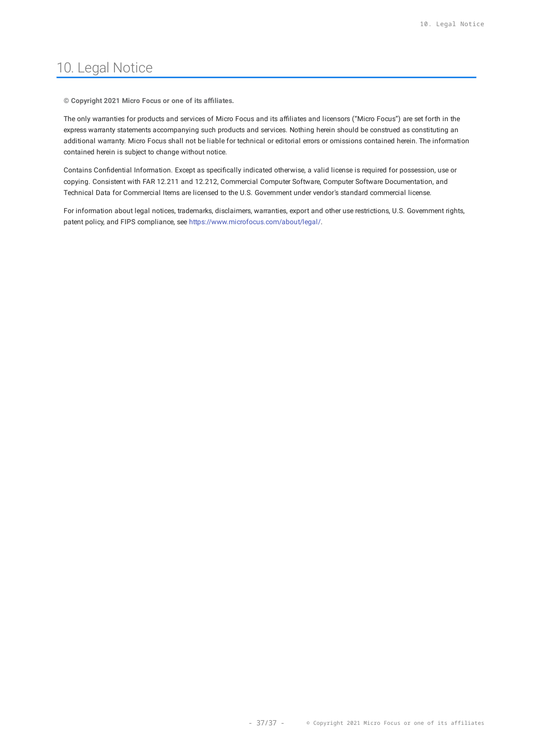# 10. Legal Notice

**© Copyright 2021 Micro Focus or one of its affiliates.**

The only warranties for products and services of Micro Focus and its affiliates and licensors ("Micro Focus") are set forth in the express warranty statements accompanying such products and services. Nothing herein should be construed as constituting an additional warranty. Micro Focus shall not be liable for technical or editorial errors or omissions contained herein. The information contained herein is subject to change without notice.

Contains Confidential Information. Except as specifically indicated otherwise, a valid license is required for possession, use or copying. Consistent with FAR 12.211 and 12.212, Commercial Computer Software, Computer Software Documentation, and Technical Data for Commercial Items are licensed to the U.S. Government under vendor's standard commercial license.

For information about legal notices, trademarks, disclaimers, warranties, export and other use restrictions, U.S. Government rights, patent policy, and FIPS compliance, see https://www.microfocus.com/about/legal/.